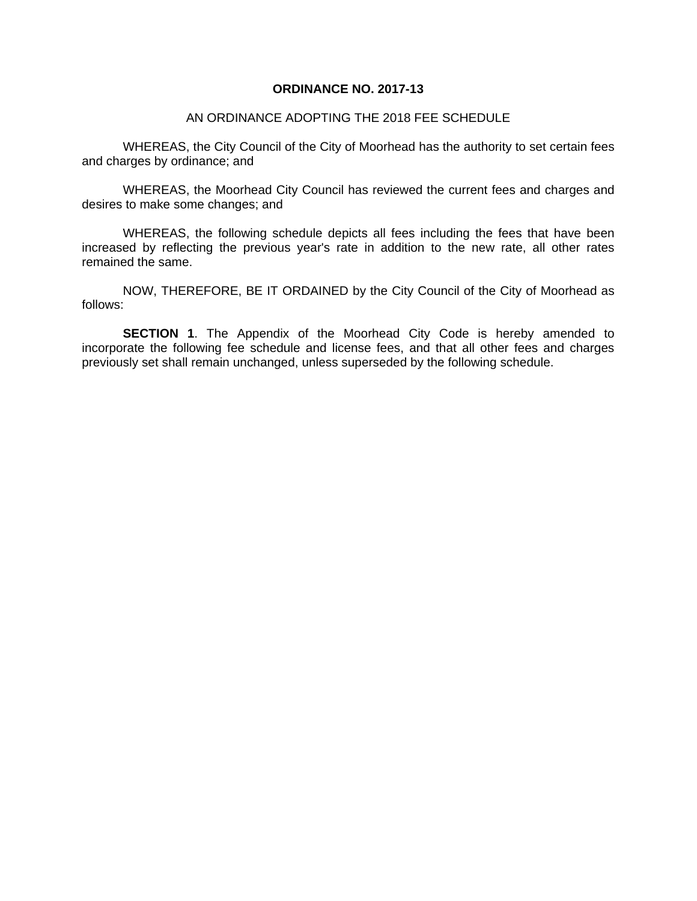**ORDINANCE NO. 2017-13**

AN ORDINANCE ADOPTING THE 2018 FEE SCHEDULE

WHEREAS, the City Council of the City of Moorhead has the authority to set certain fees and charges by ordinance; and

WHEREAS, the Moorhead City Council has reviewed the current fees and charges and desires to make some changes; and

WHEREAS, the following schedule depicts all fees including the fees that have been increased by reflecting the previous year's rate in addition to the new rate, all other rates remained the same.

NOW, THEREFORE, BE IT ORDAINED by the City Council of the City of Moorhead as follows:

**SECTION 1**. The Appendix of the Moorhead City Code is hereby amended to incorporate the following fee schedule and license fees, and that all other fees and charges previously set shall remain unchanged, unless superseded by the following schedule.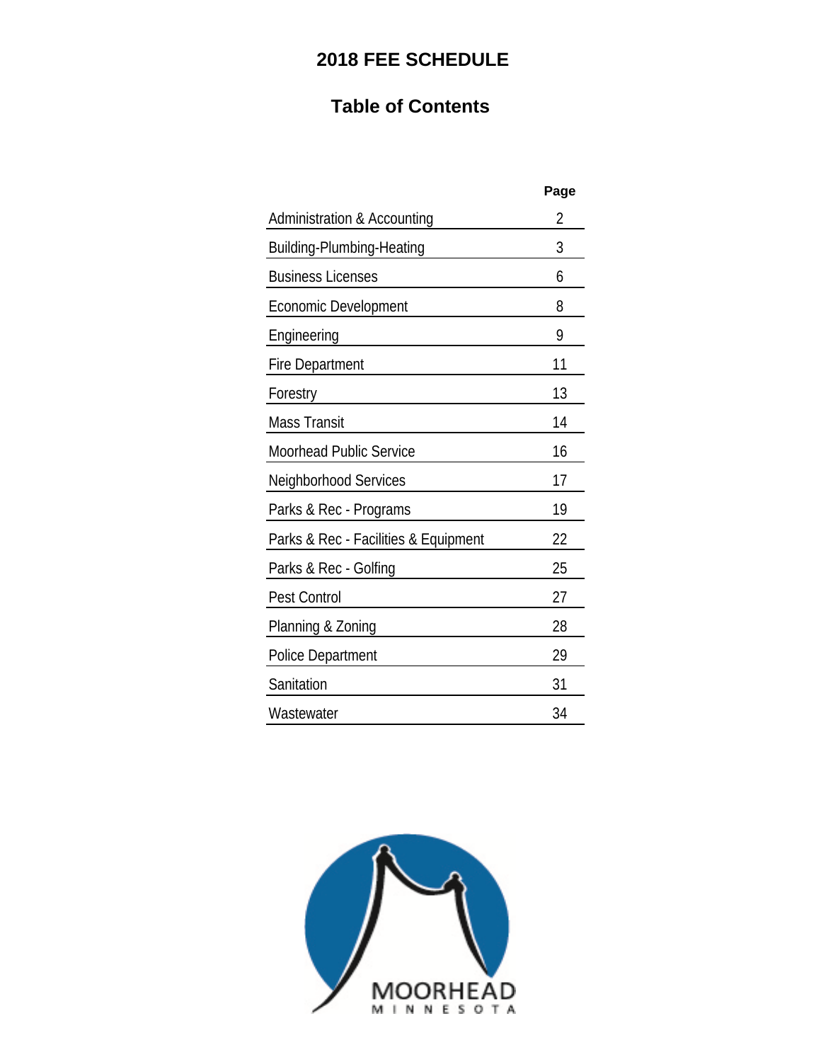# 2018 FEE SCHEDULE

## Table of Contents

| | Page |
|---|---|
| Administration & Accounting | 2 |
| Building-Plumbing-Heating | 3 |
| Business Licenses | 6 |
| Economic Development | 8 |
| Engineering | 9 |
| Fire Department | 11 |
| Forestry | 13 |
| Mass Transit | 14 |
| Moorhead Public Service | 16 |
| Neighborhood Services | 17 |
| Parks & Rec - Programs | 19 |
| Parks & Rec - Facilities & Equipment | 22 |
| Parks & Rec - Golfing | 25 |
| Pest Control | 27 |
| Planning & Zoning | 28 |
| Police Department | 29 |
| Sanitation | 31 |
| Wastewater | 34 |

MOORHEAD
MINNESOTA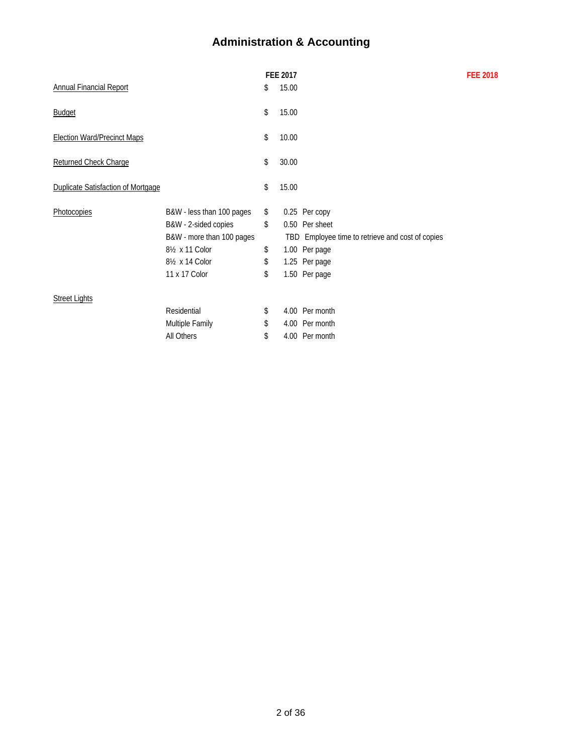# Administration & Accounting

| | | FEE 2017 | | FEE 2018 |
|---|---|---|---|---|
| Annual Financial Report | | $ 15.00 | | |
| Budget | | $ 15.00 | | |
| Election Ward/Precinct Maps | | $ 10.00 | | |
| Returned Check Charge | | $ 30.00 | | |
| Duplicate Satisfaction of Mortgage | | $ 15.00 | | |
| Photocopies | B&W - less than 100 pages | $ 0.25 | Per copy | |
| | B&W - 2-sided copies | $ 0.50 | Per sheet | |
| | B&W - more than 100 pages | TBD | Employee time to retrieve and cost of copies | |
| | 8½ x 11 Color | $ 1.00 | Per page | |
| | 8½ x 14 Color | $ 1.25 | Per page | |
| | 11 x 17 Color | $ 1.50 | Per page | |
| Street Lights | | | | |
| | Residential | $ 4.00 | Per month | |
| | Multiple Family | $ 4.00 | Per month | |
| | All Others | $ 4.00 | Per month | |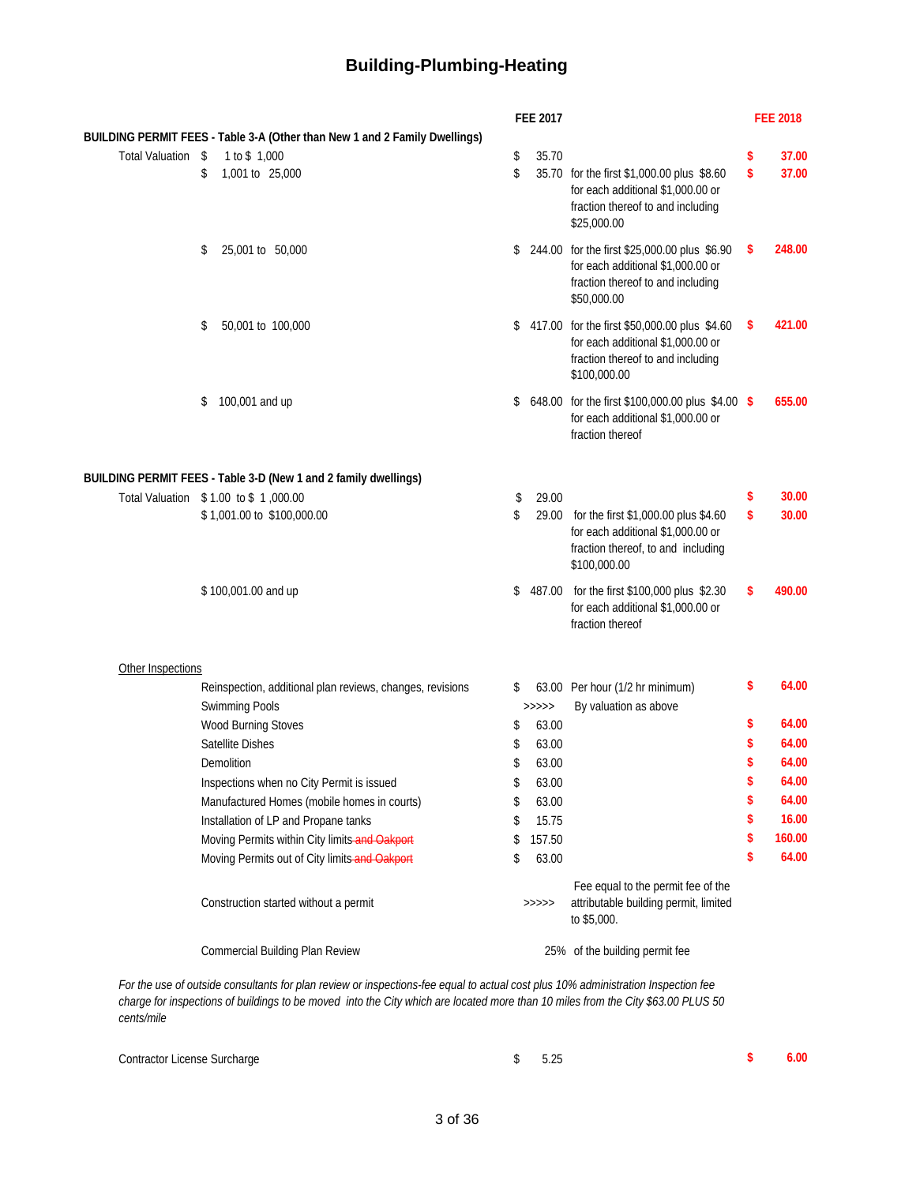# Building-Plumbing-Heating

| | | FEE 2017 | | FEE 2018 |
|---|---|---|---|---|
| **BUILDING PERMIT FEES - Table 3-A (Other than New 1 and 2 Family Dwellings)** | | | | |
| Total Valuation | $ 1 to $ 1,000 | $ 35.70 | | $ 37.00 |
| | $ 1,001 to 25,000 | $ 35.70 | for the first $1,000.00 plus $8.60 for each additional $1,000.00 or fraction thereof to and including $25,000.00 | $ 37.00 |
| | $ 25,001 to 50,000 | $ 244.00 | for the first $25,000.00 plus $6.90 for each additional $1,000.00 or fraction thereof to and including $50,000.00 | $ 248.00 |
| | $ 50,001 to 100,000 | $ 417.00 | for the first $50,000.00 plus $4.60 for each additional $1,000.00 or fraction thereof to and including $100,000.00 | $ 421.00 |
| | $ 100,001 and up | $ 648.00 | for the first $100,000.00 plus $4.00 for each additional $1,000.00 or fraction thereof | $ 655.00 |
| **BUILDING PERMIT FEES - Table 3-D (New 1 and 2 family dwellings)** | | | | |
| Total Valuation | $ 1.00 to $ 1,000.00 | $ 29.00 | | $ 30.00 |
| | $ 1,001.00 to $100,000.00 | $ 29.00 | for the first $1,000.00 plus $4.60 for each additional $1,000.00 or fraction thereof, to and including $100,000.00 | $ 30.00 |
| | $ 100,001.00 and up | $ 487.00 | for the first $100,000 plus $2.30 for each additional $1,000.00 or fraction thereof | $ 490.00 |
| Other Inspections | | | | |
| | Reinspection, additional plan reviews, changes, revisions | $ 63.00 | Per hour (1/2 hr minimum) | $ 64.00 |
| | Swimming Pools | >>>>> | By valuation as above | |
| | Wood Burning Stoves | $ 63.00 | | $ 64.00 |
| | Satellite Dishes | $ 63.00 | | $ 64.00 |
| | Demolition | $ 63.00 | | $ 64.00 |
| | Inspections when no City Permit is issued | $ 63.00 | | $ 64.00 |
| | Manufactured Homes (mobile homes in courts) | $ 63.00 | | $ 64.00 |
| | Installation of LP and Propane tanks | $ 15.75 | | $ 16.00 |
| | Moving Permits within City limits ~~and Oakport~~ | $ 157.50 | | $ 160.00 |
| | Moving Permits out of City limits ~~and Oakport~~ | $ 63.00 | | $ 64.00 |
| | Construction started without a permit | >>>>> | Fee equal to the permit fee of the attributable building permit, limited to $5,000. | |
| | Commercial Building Plan Review | 25% | of the building permit fee | |

*For the use of outside consultants for plan review or inspections-fee equal to actual cost plus 10% administration Inspection fee charge for inspections of buildings to be moved into the City which are located more than 10 miles from the City $63.00 PLUS 50 cents/mile*

| | FEE 2017 | FEE 2018 |
|---|---|---|
| Contractor License Surcharge | $ 5.25 | $ 6.00 |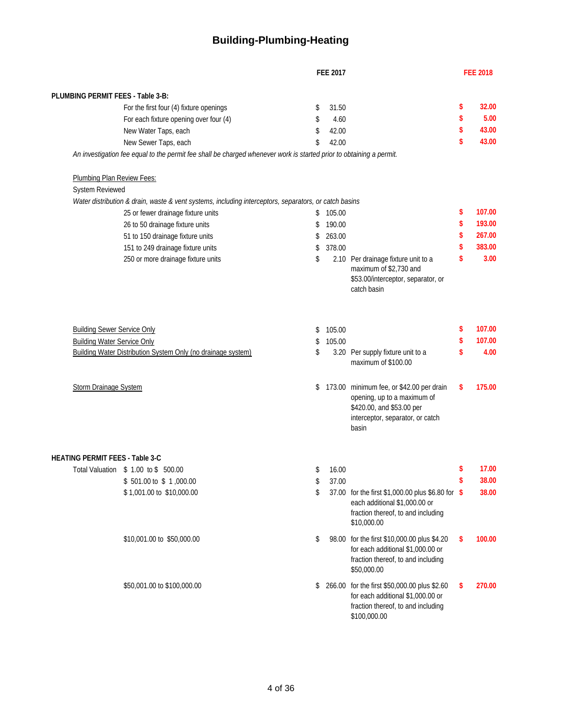# Building-Plumbing-Heating

| | FEE 2017 | | FEE 2018 |
|---|---|---|---|
| **PLUMBING PERMIT FEES - Table 3-B:** | | | |
| For the first four (4) fixture openings | $ 31.50 | | $ 32.00 |
| For each fixture opening over four (4) | $ 4.60 | | $ 5.00 |
| New Water Taps, each | $ 42.00 | | $ 43.00 |
| New Sewer Taps, each | $ 42.00 | | $ 43.00 |

*An investigation fee equal to the permit fee shall be charged whenever work is started prior to obtaining a permit.*

| | FEE 2017 | | FEE 2018 |
|---|---|---|---|
| Plumbing Plan Review Fees: | | | |
| System Reviewed | | | |
| *Water distribution & drain, waste & vent systems, including interceptors, separators, or catch basins* | | | |
| 25 or fewer drainage fixture units | $ 105.00 | | $ 107.00 |
| 26 to 50 drainage fixture units | $ 190.00 | | $ 193.00 |
| 51 to 150 drainage fixture units | $ 263.00 | | $ 267.00 |
| 151 to 249 drainage fixture units | $ 378.00 | | $ 383.00 |
| 250 or more drainage fixture units | $ 2.10 | Per drainage fixture unit to a maximum of $2,730 and $53.00/interceptor, separator, or catch basin | $ 3.00 |
| Building Sewer Service Only | $ 105.00 | | $ 107.00 |
| Building Water Service Only | $ 105.00 | | $ 107.00 |
| Building Water Distribution System Only (no drainage system) | $ 3.20 | Per supply fixture unit to a maximum of $100.00 | $ 4.00 |
| Storm Drainage System | $ 173.00 | minimum fee, or $42.00 per drain opening, up to a maximum of $420.00, and $53.00 per interceptor, separator, or catch basin | $ 175.00 |

| | FEE 2017 | | FEE 2018 |
|---|---|---|---|
| **HEATING PERMIT FEES - Table 3-C** | | | |
| Total Valuation $ 1.00 to $ 500.00 | $ 16.00 | | $ 17.00 |
| $ 501.00 to $ 1,000.00 | $ 37.00 | | $ 38.00 |
| $ 1,001.00 to $10,000.00 | $ 37.00 | for the first $1,000.00 plus $6.80 for each additional $1,000.00 or fraction thereof, to and including $10,000.00 | $ 38.00 |
| $10,001.00 to $50,000.00 | $ 98.00 | for the first $10,000.00 plus $4.20 for each additional $1,000.00 or fraction thereof, to and including $50,000.00 | $ 100.00 |
| $50,001.00 to $100,000.00 | $ 266.00 | for the first $50,000.00 plus $2.60 for each additional $1,000.00 or fraction thereof, to and including $100,000.00 | $ 270.00 |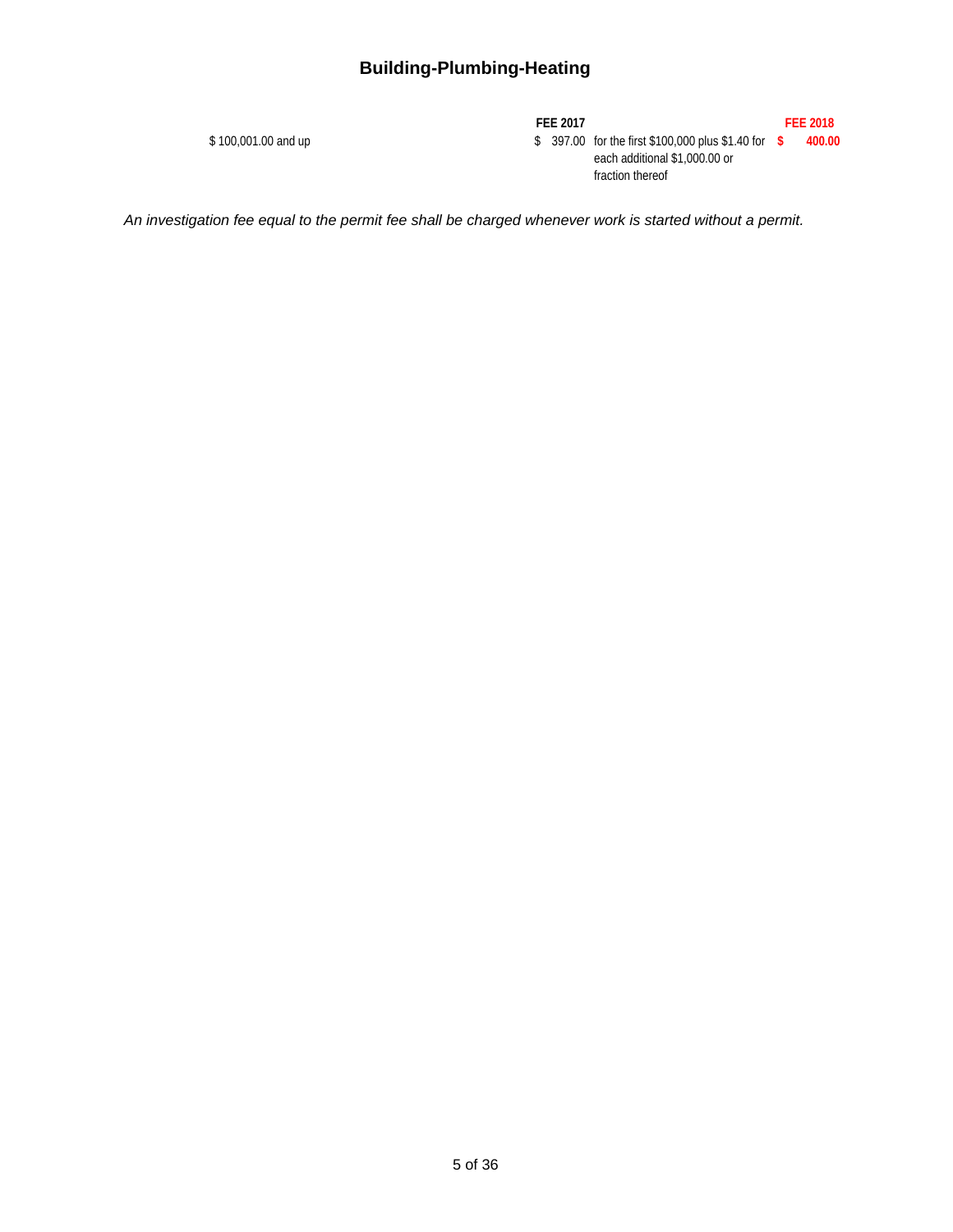# Building-Plumbing-Heating

| | FEE 2017 | | FEE 2018 |
|---|---|---|---|
| $ 100,001.00 and up | $ 397.00 | for the first $100,000 plus $1.40 for each additional $1,000.00 or fraction thereof | $ 400.00 |

*An investigation fee equal to the permit fee shall be charged whenever work is started without a permit.*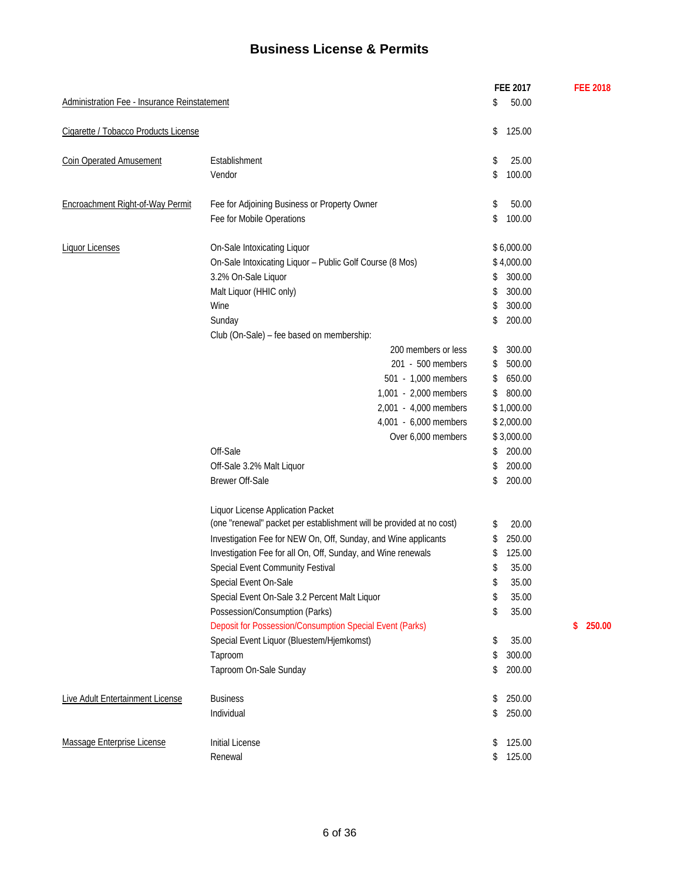# Business License & Permits

| | | FEE 2017 | FEE 2018 |
|---|---|---|---|
| Administration Fee - Insurance Reinstatement | | $ 50.00 | |
| Cigarette / Tobacco Products License | | $ 125.00 | |
| Coin Operated Amusement | Establishment | $ 25.00 | |
| | Vendor | $ 100.00 | |
| Encroachment Right-of-Way Permit | Fee for Adjoining Business or Property Owner | $ 50.00 | |
| | Fee for Mobile Operations | $ 100.00 | |
| Liquor Licenses | On-Sale Intoxicating Liquor | $ 6,000.00 | |
| | On-Sale Intoxicating Liquor – Public Golf Course (8 Mos) | $ 4,000.00 | |
| | 3.2% On-Sale Liquor | $ 300.00 | |
| | Malt Liquor (HHIC only) | $ 300.00 | |
| | Wine | $ 300.00 | |
| | Sunday | $ 200.00 | |
| | Club (On-Sale) – fee based on membership: | | |
| | 200 members or less | $ 300.00 | |
| | 201 - 500 members | $ 500.00 | |
| | 501 - 1,000 members | $ 650.00 | |
| | 1,001 - 2,000 members | $ 800.00 | |
| | 2,001 - 4,000 members | $ 1,000.00 | |
| | 4,001 - 6,000 members | $ 2,000.00 | |
| | Over 6,000 members | $ 3,000.00 | |
| | Off-Sale | $ 200.00 | |
| | Off-Sale 3.2% Malt Liquor | $ 200.00 | |
| | Brewer Off-Sale | $ 200.00 | |
| | Liquor License Application Packet (one "renewal" packet per establishment will be provided at no cost) | $ 20.00 | |
| | Investigation Fee for NEW On, Off, Sunday, and Wine applicants | $ 250.00 | |
| | Investigation Fee for all On, Off, Sunday, and Wine renewals | $ 125.00 | |
| | Special Event Community Festival | $ 35.00 | |
| | Special Event On-Sale | $ 35.00 | |
| | Special Event On-Sale 3.2 Percent Malt Liquor | $ 35.00 | |
| | Possession/Consumption (Parks) | $ 35.00 | |
| | Deposit for Possession/Consumption Special Event (Parks) | | $ 250.00 |
| | Special Event Liquor (Bluestem/Hjemkomst) | $ 35.00 | |
| | Taproom | $ 300.00 | |
| | Taproom On-Sale Sunday | $ 200.00 | |
| Live Adult Entertainment License | Business | $ 250.00 | |
| | Individual | $ 250.00 | |
| Massage Enterprise License | Initial License | $ 125.00 | |
| | Renewal | $ 125.00 | |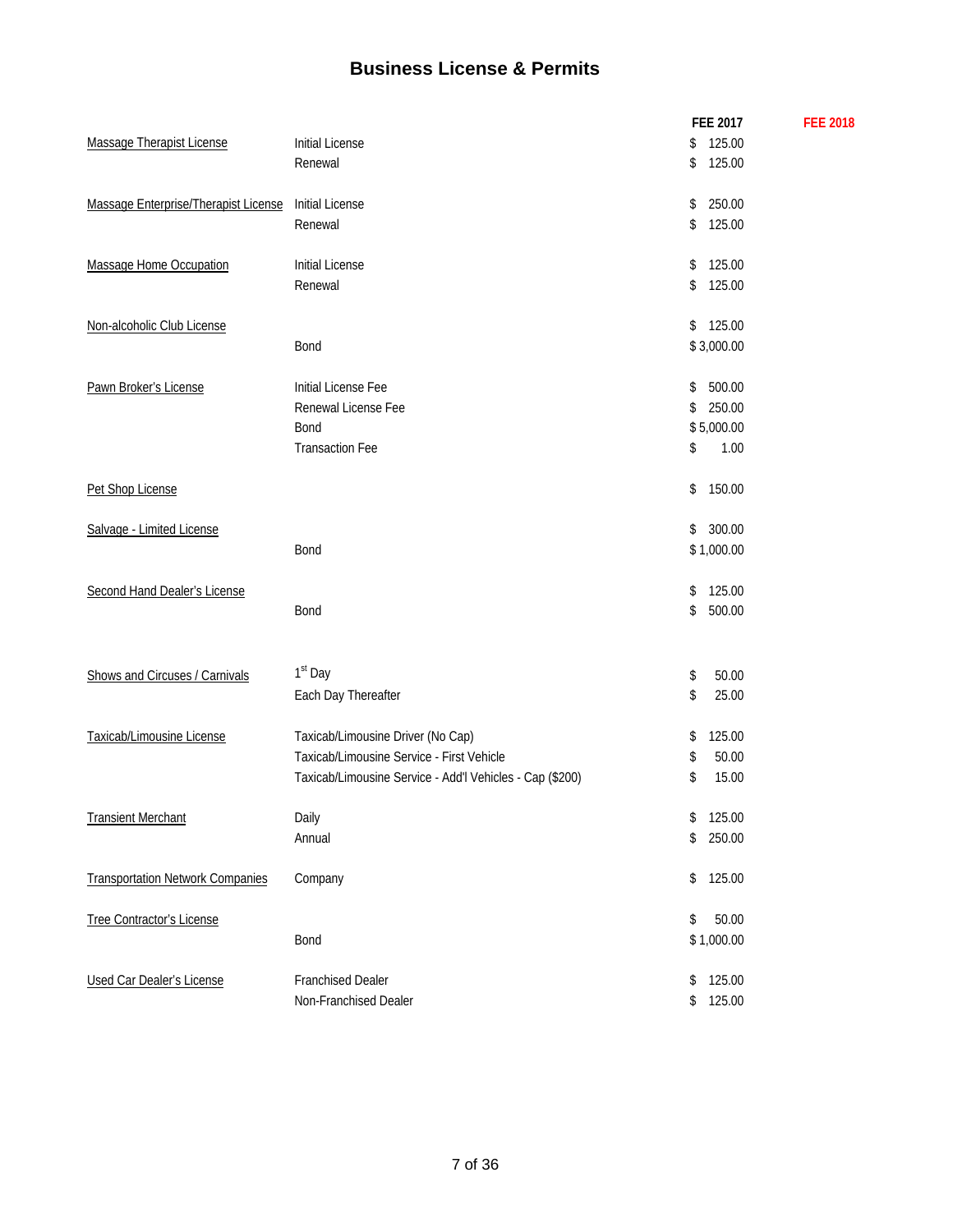# Business License & Permits

| | | FEE 2017 | FEE 2018 |
|---|---|---|---|
| Massage Therapist License | Initial License | $ 125.00 | |
| | Renewal | $ 125.00 | |
| Massage Enterprise/Therapist License | Initial License | $ 250.00 | |
| | Renewal | $ 125.00 | |
| Massage Home Occupation | Initial License | $ 125.00 | |
| | Renewal | $ 125.00 | |
| Non-alcoholic Club License | | $ 125.00 | |
| | Bond | $ 3,000.00 | |
| Pawn Broker's License | Initial License Fee | $ 500.00 | |
| | Renewal License Fee | $ 250.00 | |
| | Bond | $ 5,000.00 | |
| | Transaction Fee | $ 1.00 | |
| Pet Shop License | | $ 150.00 | |
| Salvage - Limited License | | $ 300.00 | |
| | Bond | $ 1,000.00 | |
| Second Hand Dealer's License | | $ 125.00 | |
| | Bond | $ 500.00 | |
| Shows and Circuses / Carnivals | 1st Day | $ 50.00 | |
| | Each Day Thereafter | $ 25.00 | |
| Taxicab/Limousine License | Taxicab/Limousine Driver (No Cap) | $ 125.00 | |
| | Taxicab/Limousine Service - First Vehicle | $ 50.00 | |
| | Taxicab/Limousine Service - Add'l Vehicles - Cap ($200) | $ 15.00 | |
| Transient Merchant | Daily | $ 125.00 | |
| | Annual | $ 250.00 | |
| Transportation Network Companies | Company | $ 125.00 | |
| Tree Contractor's License | | $ 50.00 | |
| | Bond | $ 1,000.00 | |
| Used Car Dealer's License | Franchised Dealer | $ 125.00 | |
| | Non-Franchised Dealer | $ 125.00 | |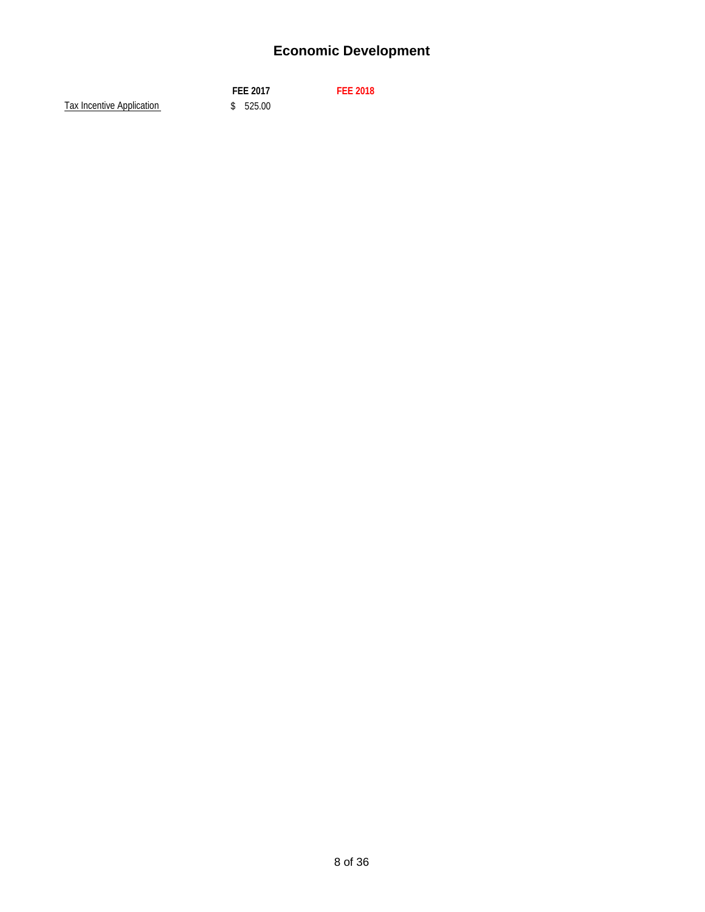# Economic Development

| | FEE 2017 | FEE 2018 |
|---|---|---|
| Tax Incentive Application | $ 525.00 | |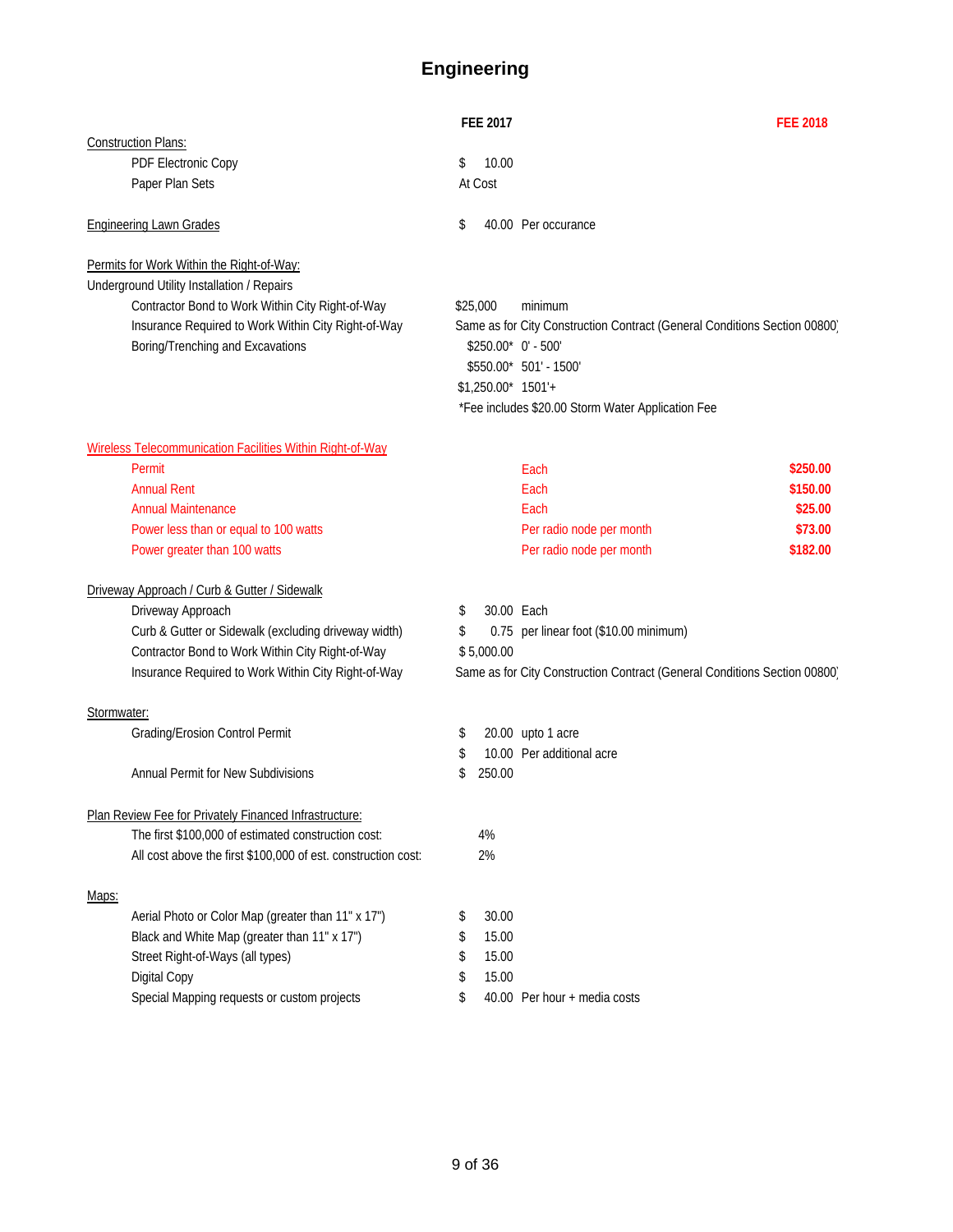# Engineering

| | FEE 2017 | | FEE 2018 |
|---|---|---|---|
| **Construction Plans:** | | | |
| PDF Electronic Copy | $ 10.00 | | |
| Paper Plan Sets | At Cost | | |
| **Engineering Lawn Grades** | $ 40.00 | Per occurance | |
| **Permits for Work Within the Right-of-Way:** | | | |
| Underground Utility Installation / Repairs | | | |
| Contractor Bond to Work Within City Right-of-Way | $25,000 | minimum | |
| Insurance Required to Work Within City Right-of-Way | Same as for City Construction Contract (General Conditions Section 00800) | | |
| Boring/Trenching and Excavations | $250.00* | 0' - 500' | |
| | $550.00* | 501' - 1500' | |
| | $1,250.00* | 1501'+ | |
| | *Fee includes $20.00 Storm Water Application Fee | | |
| **Wireless Telecommunication Facilities Within Right-of-Way** | | | |
| Permit | | Each | $250.00 |
| Annual Rent | | Each | $150.00 |
| Annual Maintenance | | Each | $25.00 |
| Power less than or equal to 100 watts | | Per radio node per month | $73.00 |
| Power greater than 100 watts | | Per radio node per month | $182.00 |
| **Driveway Approach / Curb & Gutter / Sidewalk** | | | |
| Driveway Approach | $ 30.00 | Each | |
| Curb & Gutter or Sidewalk (excluding driveway width) | $ 0.75 | per linear foot ($10.00 minimum) | |
| Contractor Bond to Work Within City Right-of-Way | $ 5,000.00 | | |
| Insurance Required to Work Within City Right-of-Way | Same as for City Construction Contract (General Conditions Section 00800) | | |
| **Stormwater:** | | | |
| Grading/Erosion Control Permit | $ 20.00 | upto 1 acre | |
| | $ 10.00 | Per additional acre | |
| Annual Permit for New Subdivisions | $ 250.00 | | |
| **Plan Review Fee for Privately Financed Infrastructure:** | | | |
| The first $100,000 of estimated construction cost: | 4% | | |
| All cost above the first $100,000 of est. construction cost: | 2% | | |
| **Maps:** | | | |
| Aerial Photo or Color Map (greater than 11" x 17") | $ 30.00 | | |
| Black and White Map (greater than 11" x 17") | $ 15.00 | | |
| Street Right-of-Ways (all types) | $ 15.00 | | |
| Digital Copy | $ 15.00 | | |
| Special Mapping requests or custom projects | $ 40.00 | Per hour + media costs | |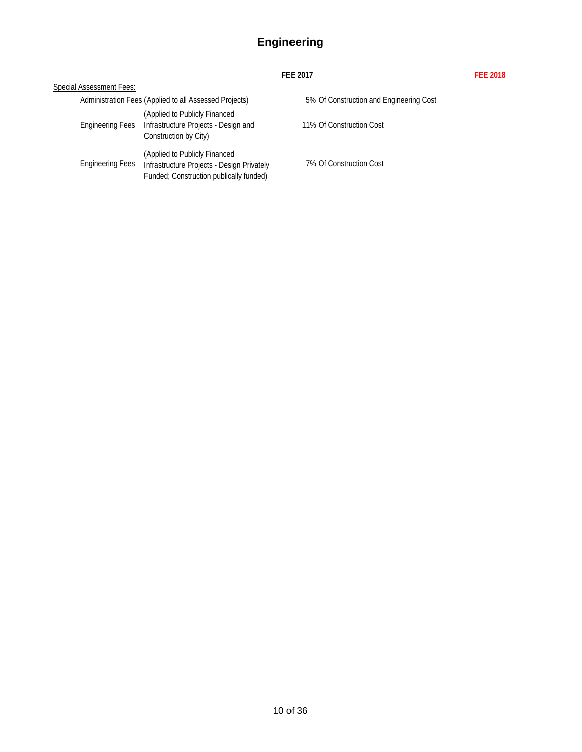# Engineering

| | | FEE 2017 | FEE 2018 |
|---|---|---|---|
| Special Assessment Fees: | | | |
| Administration Fees | (Applied to all Assessed Projects) | 5% Of Construction and Engineering Cost | |
| Engineering Fees | (Applied to Publicly Financed Infrastructure Projects - Design and Construction by City) | 11% Of Construction Cost | |
| Engineering Fees | (Applied to Publicly Financed Infrastructure Projects - Design Privately Funded; Construction publically funded) | 7% Of Construction Cost | |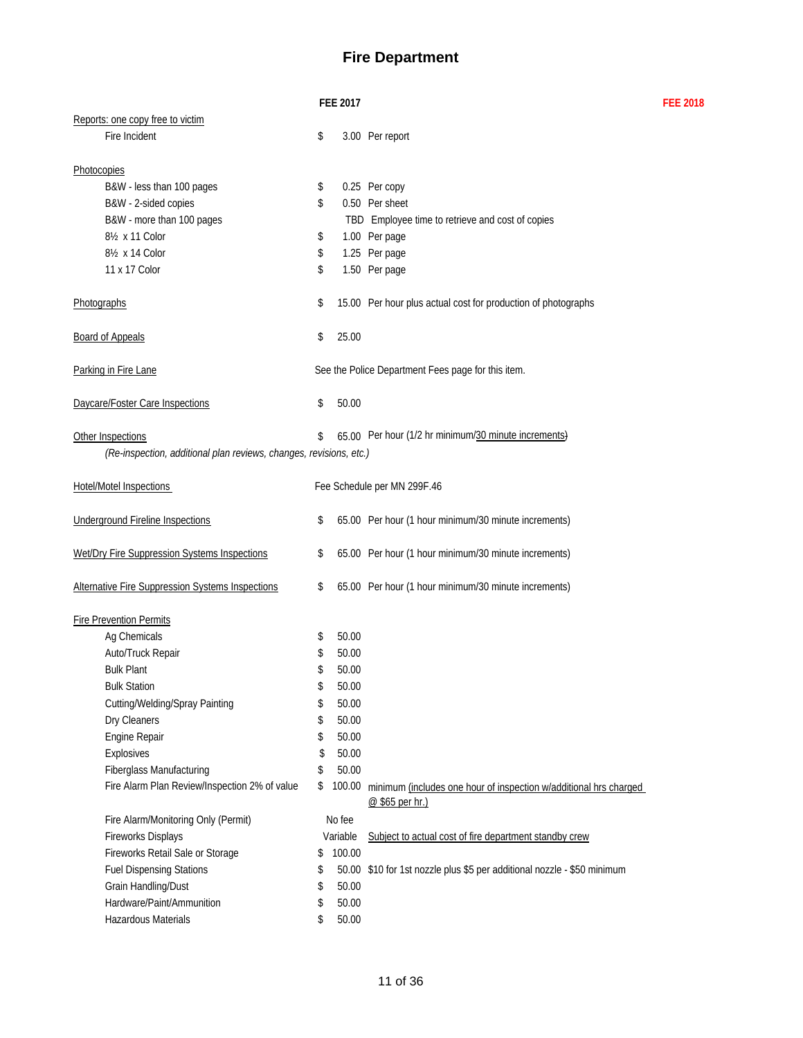# Fire Department

| | FEE 2017 | | FEE 2018 |
|---|---|---|---|
| Reports: one copy free to victim | | | |
| Fire Incident | $ 3.00 | Per report | |
| | | | |
| Photocopies | | | |
| B&W - less than 100 pages | $ 0.25 | Per copy | |
| B&W - 2-sided copies | $ 0.50 | Per sheet | |
| B&W - more than 100 pages | TBD | Employee time to retrieve and cost of copies | |
| 8½ x 11 Color | $ 1.00 | Per page | |
| 8½ x 14 Color | $ 1.25 | Per page | |
| 11 x 17 Color | $ 1.50 | Per page | |
| | | | |
| Photographs | $ 15.00 | Per hour plus actual cost for production of photographs | |
| | | | |
| Board of Appeals | $ 25.00 | | |
| | | | |
| Parking in Fire Lane | See the Police Department Fees page for this item. | | |
| | | | |
| Daycare/Foster Care Inspections | $ 50.00 | | |
| | | | |
| Other Inspections *(Re-inspection, additional plan reviews, changes, revisions, etc.)* | $ 65.00 | Per hour (1/2 hr minimum/30 minute increments) | |
| | | | |
| Hotel/Motel Inspections | Fee Schedule per MN 299F.46 | | |
| | | | |
| Underground Fireline Inspections | $ 65.00 | Per hour (1 hour minimum/30 minute increments) | |
| | | | |
| Wet/Dry Fire Suppression Systems Inspections | $ 65.00 | Per hour (1 hour minimum/30 minute increments) | |
| | | | |
| Alternative Fire Suppression Systems Inspections | $ 65.00 | Per hour (1 hour minimum/30 minute increments) | |
| | | | |
| Fire Prevention Permits | | | |
| Ag Chemicals | $ 50.00 | | |
| Auto/Truck Repair | $ 50.00 | | |
| Bulk Plant | $ 50.00 | | |
| Bulk Station | $ 50.00 | | |
| Cutting/Welding/Spray Painting | $ 50.00 | | |
| Dry Cleaners | $ 50.00 | | |
| Engine Repair | $ 50.00 | | |
| Explosives | $ 50.00 | | |
| Fiberglass Manufacturing | $ 50.00 | | |
| Fire Alarm Plan Review/Inspection 2% of value | $ 100.00 | minimum (includes one hour of inspection w/additional hrs charged @ $65 per hr.) | |
| Fire Alarm/Monitoring Only (Permit) | No fee | | |
| Fireworks Displays | Variable | Subject to actual cost of fire department standby crew | |
| Fireworks Retail Sale or Storage | $ 100.00 | | |
| Fuel Dispensing Stations | $ 50.00 | $10 for 1st nozzle plus $5 per additional nozzle - $50 minimum | |
| Grain Handling/Dust | $ 50.00 | | |
| Hardware/Paint/Ammunition | $ 50.00 | | |
| Hazardous Materials | $ 50.00 | | |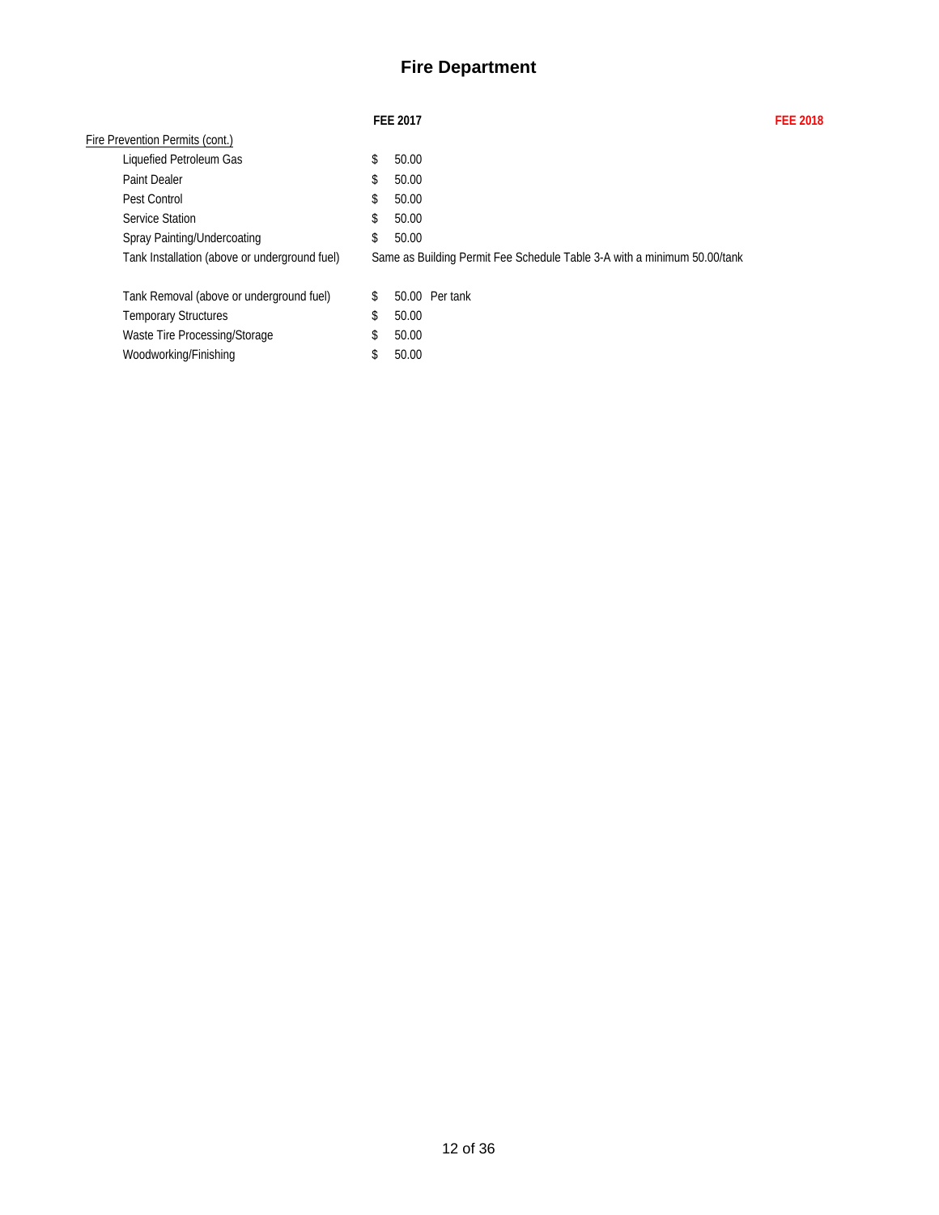# Fire Department

| | FEE 2017 | FEE 2018 |
|---|---|---|
| Fire Prevention Permits (cont.) | | |
| Liquefied Petroleum Gas | $ 50.00 | |
| Paint Dealer | $ 50.00 | |
| Pest Control | $ 50.00 | |
| Service Station | $ 50.00 | |
| Spray Painting/Undercoating | $ 50.00 | |
| Tank Installation (above or underground fuel) | Same as Building Permit Fee Schedule Table 3-A with a minimum 50.00/tank | |
| Tank Removal (above or underground fuel) | $ 50.00 Per tank | |
| Temporary Structures | $ 50.00 | |
| Waste Tire Processing/Storage | $ 50.00 | |
| Woodworking/Finishing | $ 50.00 | |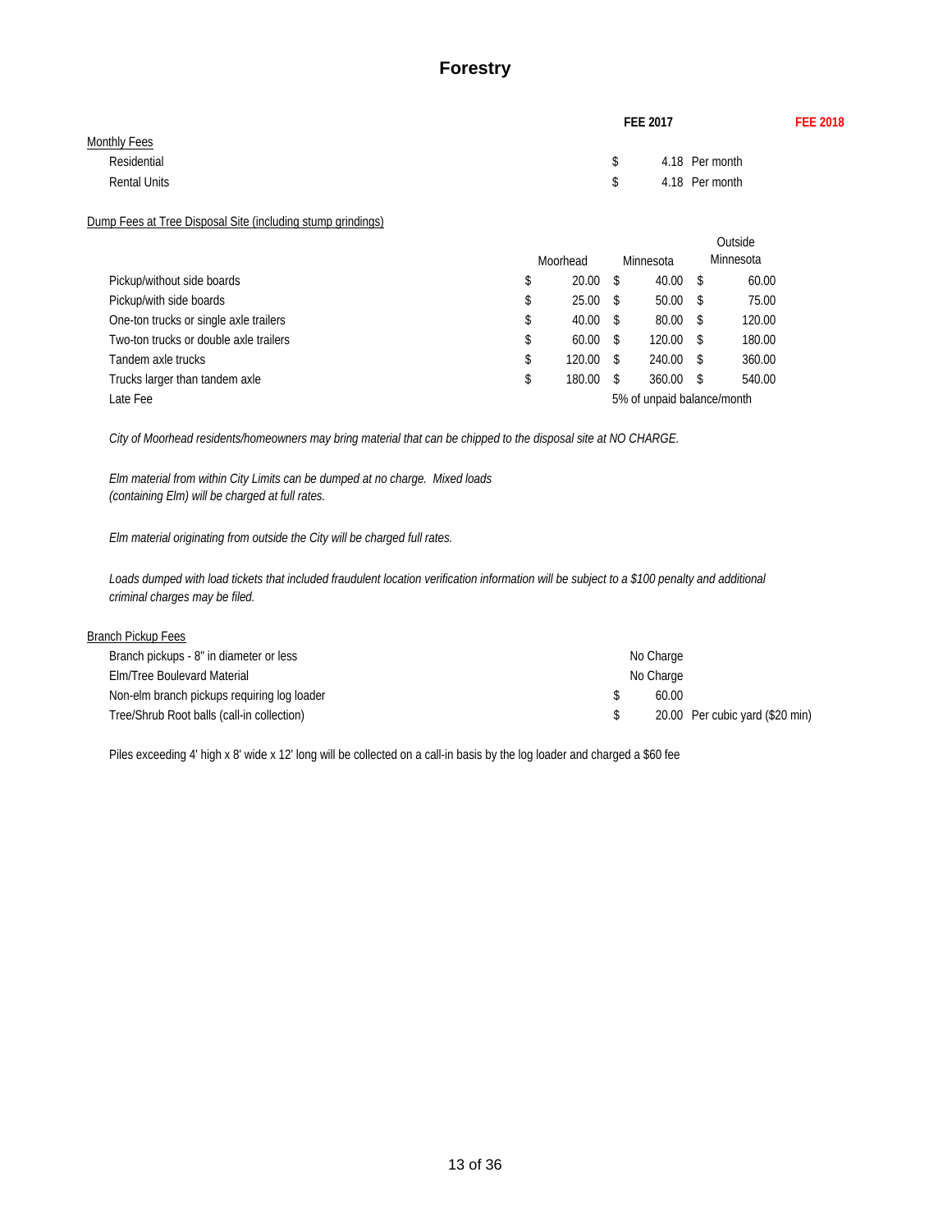# Forestry

| | FEE 2017 | FEE 2018 |
|---|---|---|
| Monthly Fees | | |
| Residential | $ 4.18 Per month | |
| Rental Units | $ 4.18 Per month | |

Dump Fees at Tree Disposal Site (including stump grindings)

| | Moorhead | Minnesota | Outside Minnesota |
|---|---|---|---|
| Pickup/without side boards | $ 20.00 | $ 40.00 | $ 60.00 |
| Pickup/with side boards | $ 25.00 | $ 50.00 | $ 75.00 |
| One-ton trucks or single axle trailers | $ 40.00 | $ 80.00 | $ 120.00 |
| Two-ton trucks or double axle trailers | $ 60.00 | $ 120.00 | $ 180.00 |
| Tandem axle trucks | $ 120.00 | $ 240.00 | $ 360.00 |
| Trucks larger than tandem axle | $ 180.00 | $ 360.00 | $ 540.00 |
| Late Fee | | 5% of unpaid balance/month | |

*City of Moorhead residents/homeowners may bring material that can be chipped to the disposal site at NO CHARGE.*

*Elm material from within City Limits can be dumped at no charge. Mixed loads (containing Elm) will be charged at full rates.*

*Elm material originating from outside the City will be charged full rates.*

*Loads dumped with load tickets that included fraudulent location verification information will be subject to a $100 penalty and additional criminal charges may be filed.*

Branch Pickup Fees

| | FEE 2017 |
|---|---|
| Branch pickups - 8" in diameter or less | No Charge |
| Elm/Tree Boulevard Material | No Charge |
| Non-elm branch pickups requiring log loader | $ 60.00 |
| Tree/Shrub Root balls (call-in collection) | $ 20.00 Per cubic yard ($20 min) |

Piles exceeding 4' high x 8' wide x 12' long will be collected on a call-in basis by the log loader and charged a $60 fee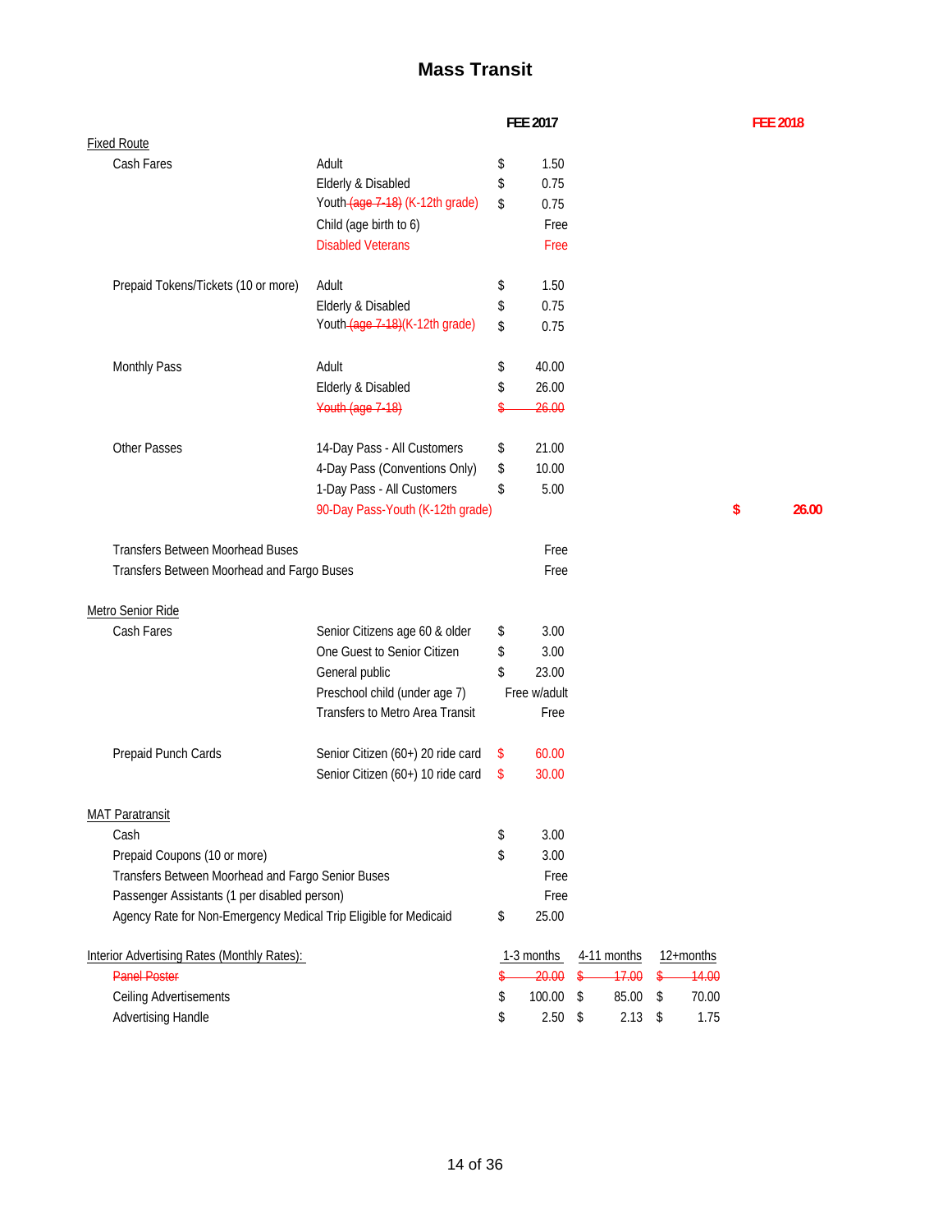# Mass Transit

| | | FEE 2017 | | | FEE 2018 |
|---|---|---|---|---|---|
| **Fixed Route** | | | | | |
| Cash Fares | Adult | $ 1.50 | | | |
| | Elderly & Disabled | $ 0.75 | | | |
| | Youth ~~(age 7-18)~~ (K-12th grade) | $ 0.75 | | | |
| | Child (age birth to 6) | Free | | | |
| | Disabled Veterans | Free | | | |
| Prepaid Tokens/Tickets (10 or more) | Adult | $ 1.50 | | | |
| | Elderly & Disabled | $ 0.75 | | | |
| | Youth ~~(age 7-18)~~(K-12th grade) | $ 0.75 | | | |
| Monthly Pass | Adult | $ 40.00 | | | |
| | Elderly & Disabled | $ 26.00 | | | |
| | ~~Youth (age 7-18)~~ | ~~$ 26.00~~ | | | |
| Other Passes | 14-Day Pass - All Customers | $ 21.00 | | | |
| | 4-Day Pass (Conventions Only) | $ 10.00 | | | |
| | 1-Day Pass - All Customers | $ 5.00 | | | |
| | 90-Day Pass-Youth (K-12th grade) | | | | $ 26.00 |
| Transfers Between Moorhead Buses | | Free | | | |
| Transfers Between Moorhead and Fargo Buses | | Free | | | |
| **Metro Senior Ride** | | | | | |
| Cash Fares | Senior Citizens age 60 & older | $ 3.00 | | | |
| | One Guest to Senior Citizen | $ 3.00 | | | |
| | General public | $ 23.00 | | | |
| | Preschool child (under age 7) | Free w/adult | | | |
| | Transfers to Metro Area Transit | Free | | | |
| Prepaid Punch Cards | Senior Citizen (60+) 20 ride card | $ 60.00 | | | |
| | Senior Citizen (60+) 10 ride card | $ 30.00 | | | |
| **MAT Paratransit** | | | | | |
| Cash | | $ 3.00 | | | |
| Prepaid Coupons (10 or more) | | $ 3.00 | | | |
| Transfers Between Moorhead and Fargo Senior Buses | | Free | | | |
| Passenger Assistants (1 per disabled person) | | Free | | | |
| Agency Rate for Non-Emergency Medical Trip Eligible for Medicaid | | $ 25.00 | | | |
| **Interior Advertising Rates (Monthly Rates):** | | 1-3 months | 4-11 months | 12+months | |
| ~~Panel Poster~~ | | ~~$ 20.00~~ | ~~$ 17.00~~ | ~~$ 14.00~~ | |
| Ceiling Advertisements | | $ 100.00 | $ 85.00 | $ 70.00 | |
| Advertising Handle | | $ 2.50 | $ 2.13 | $ 1.75 | |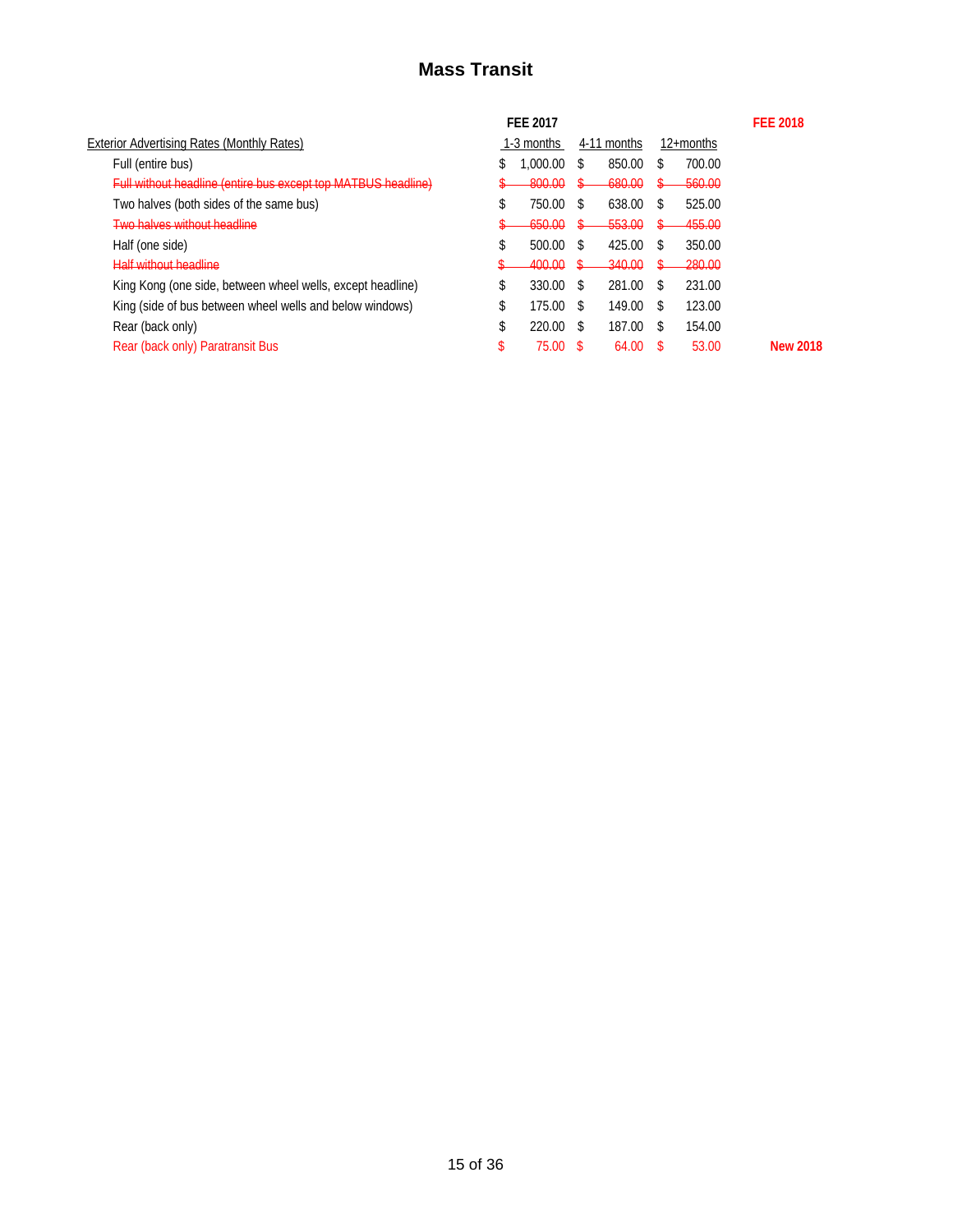# Mass Transit

| Exterior Advertising Rates (Monthly Rates) | FEE 2017 1-3 months | 4-11 months | 12+months | FEE 2018 |
|---|---|---|---|---|
| Full (entire bus) | $ 1,000.00 | $ 850.00 | $ 700.00 | |
| ~~Full without headline (entire bus except top MATBUS headline)~~ | ~~$ 800.00~~ | ~~$ 680.00~~ | ~~$ 560.00~~ | |
| Two halves (both sides of the same bus) | $ 750.00 | $ 638.00 | $ 525.00 | |
| ~~Two halves without headline~~ | ~~$ 650.00~~ | ~~$ 553.00~~ | ~~$ 455.00~~ | |
| Half (one side) | $ 500.00 | $ 425.00 | $ 350.00 | |
| ~~Half without headline~~ | ~~$ 400.00~~ | ~~$ 340.00~~ | ~~$ 280.00~~ | |
| King Kong (one side, between wheel wells, except headline) | $ 330.00 | $ 281.00 | $ 231.00 | |
| King (side of bus between wheel wells and below windows) | $ 175.00 | $ 149.00 | $ 123.00 | |
| Rear (back only) | $ 220.00 | $ 187.00 | $ 154.00 | |
| Rear (back only) Paratransit Bus | $ 75.00 | $ 64.00 | $ 53.00 | New 2018 |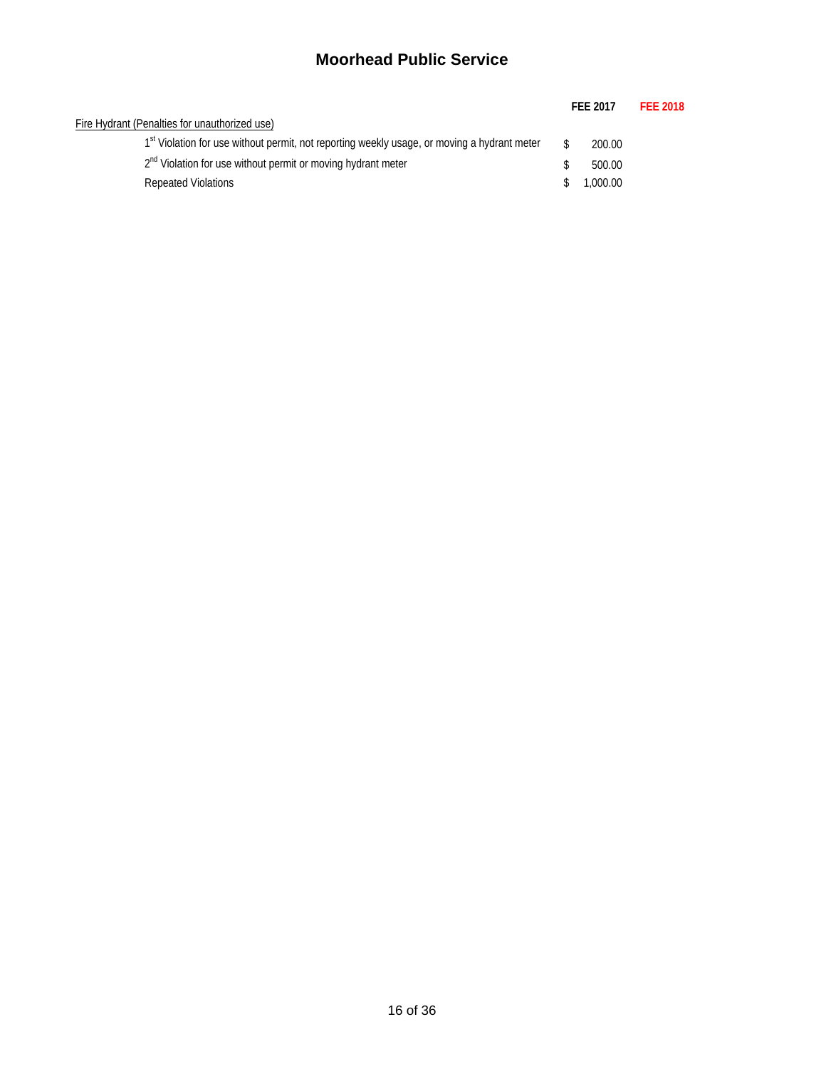## Moorhead Public Service

| | FEE 2017 | FEE 2018 |
|---|---|---|
| Fire Hydrant (Penalties for unauthorized use) | | |
| 1st Violation for use without permit, not reporting weekly usage, or moving a hydrant meter | $ 200.00 | |
| 2nd Violation for use without permit or moving hydrant meter | $ 500.00 | |
| Repeated Violations | $ 1,000.00 | |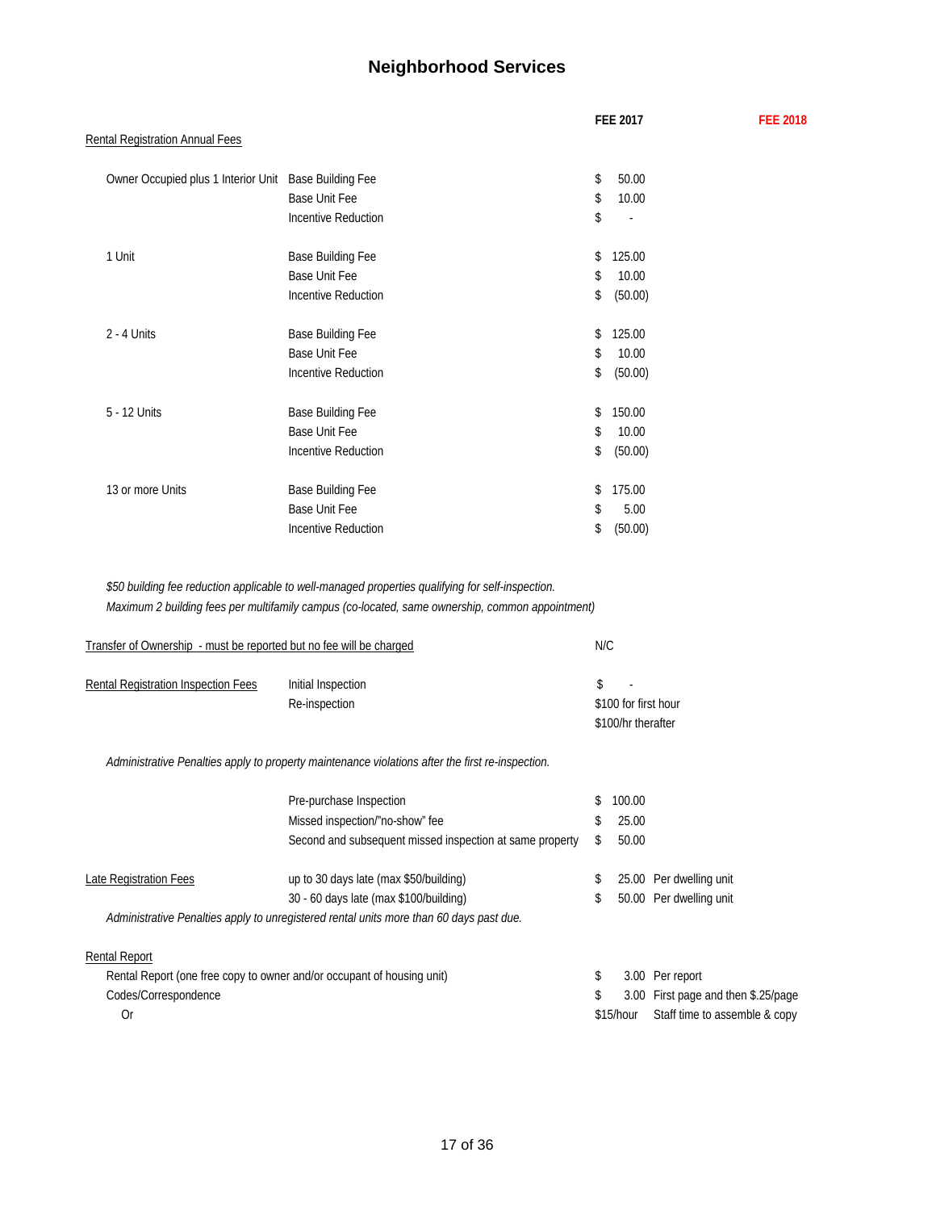# Neighborhood Services

| | | FEE 2017 | FEE 2018 |
|---|---|---|---|
| Rental Registration Annual Fees | | | |
| Owner Occupied plus 1 Interior Unit | Base Building Fee | $ 50.00 | |
| | Base Unit Fee | $ 10.00 | |
| | Incentive Reduction | $ - | |
| 1 Unit | Base Building Fee | $ 125.00 | |
| | Base Unit Fee | $ 10.00 | |
| | Incentive Reduction | $ (50.00) | |
| 2 - 4 Units | Base Building Fee | $ 125.00 | |
| | Base Unit Fee | $ 10.00 | |
| | Incentive Reduction | $ (50.00) | |
| 5 - 12 Units | Base Building Fee | $ 150.00 | |
| | Base Unit Fee | $ 10.00 | |
| | Incentive Reduction | $ (50.00) | |
| 13 or more Units | Base Building Fee | $ 175.00 | |
| | Base Unit Fee | $ 5.00 | |
| | Incentive Reduction | $ (50.00) | |

*$50 building fee reduction applicable to well-managed properties qualifying for self-inspection.*
*Maximum 2 building fees per multifamily campus (co-located, same ownership, common appointment)*

| | | FEE 2017 | FEE 2018 |
|---|---|---|---|
| Transfer of Ownership - must be reported but no fee will be charged | | N/C | |
| Rental Registration Inspection Fees | Initial Inspection | $ - | |
| | Re-inspection | $100 for first hour<br>$100/hr therafter | |

*Administrative Penalties apply to property maintenance violations after the first re-inspection.*

| | | FEE 2017 | FEE 2018 |
|---|---|---|---|
| | Pre-purchase Inspection | $ 100.00 | |
| | Missed inspection/"no-show" fee | $ 25.00 | |
| | Second and subsequent missed inspection at same property | $ 50.00 | |
| Late Registration Fees | up to 30 days late (max $50/building) | $ 25.00 Per dwelling unit | |
| | 30 - 60 days late (max $100/building) | $ 50.00 Per dwelling unit | |

*Administrative Penalties apply to unregistered rental units more than 60 days past due.*

| Rental Report | FEE 2017 | FEE 2018 |
|---|---|---|
| Rental Report (one free copy to owner and/or occupant of housing unit) | $ 3.00 Per report | |
| Codes/Correspondence | $ 3.00 First page and then $.25/page | |
| Or | $15/hour Staff time to assemble & copy | |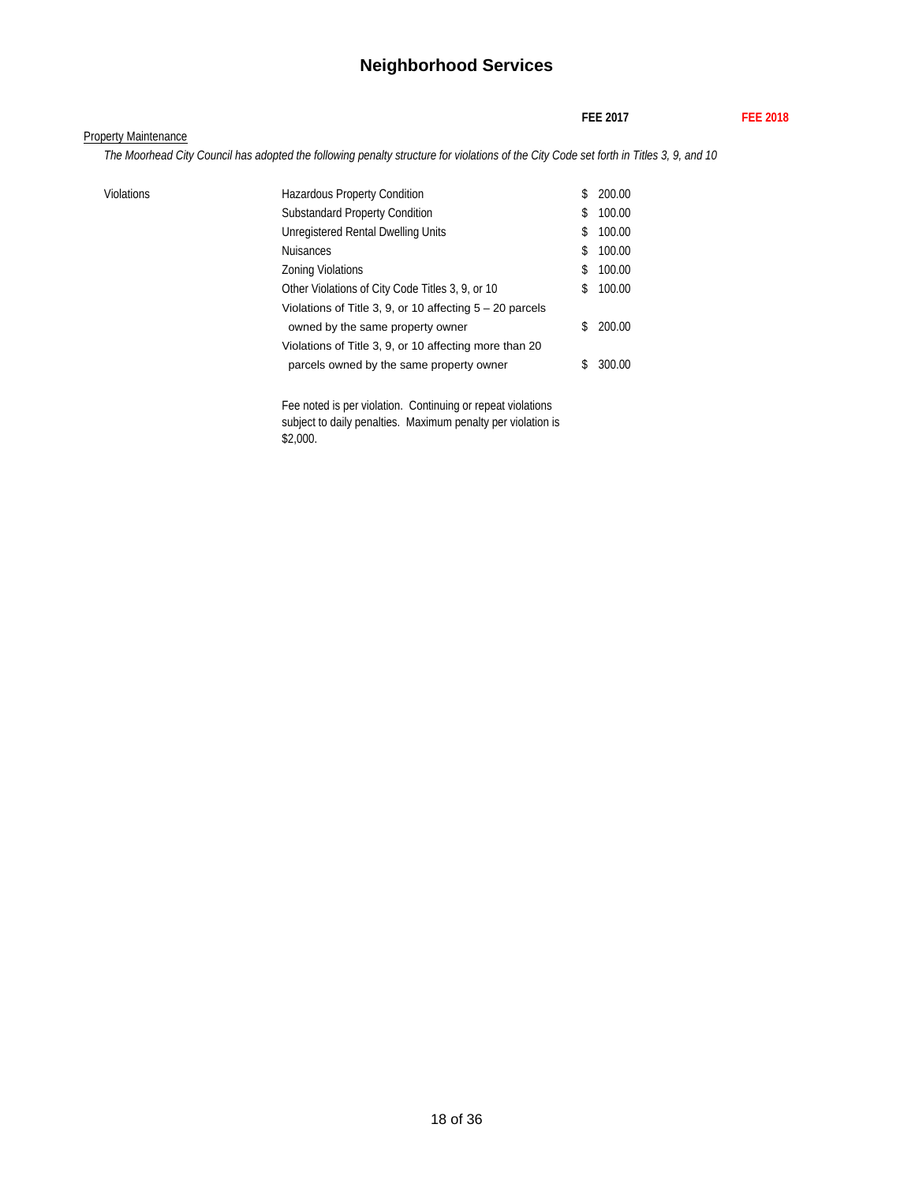# Neighborhood Services

| | | FEE 2017 | FEE 2018 |
|---|---|---|---|
| Property Maintenance | | | |
| *The Moorhead City Council has adopted the following penalty structure for violations of the City Code set forth in Titles 3, 9, and 10* | | | |
| Violations | Hazardous Property Condition | $ 200.00 | |
| | Substandard Property Condition | $ 100.00 | |
| | Unregistered Rental Dwelling Units | $ 100.00 | |
| | Nuisances | $ 100.00 | |
| | Zoning Violations | $ 100.00 | |
| | Other Violations of City Code Titles 3, 9, or 10 | $ 100.00 | |
| | Violations of Title 3, 9, or 10 affecting 5 – 20 parcels owned by the same property owner | $ 200.00 | |
| | Violations of Title 3, 9, or 10 affecting more than 20 parcels owned by the same property owner | $ 300.00 | |

Fee noted is per violation. Continuing or repeat violations subject to daily penalties. Maximum penalty per violation is $2,000.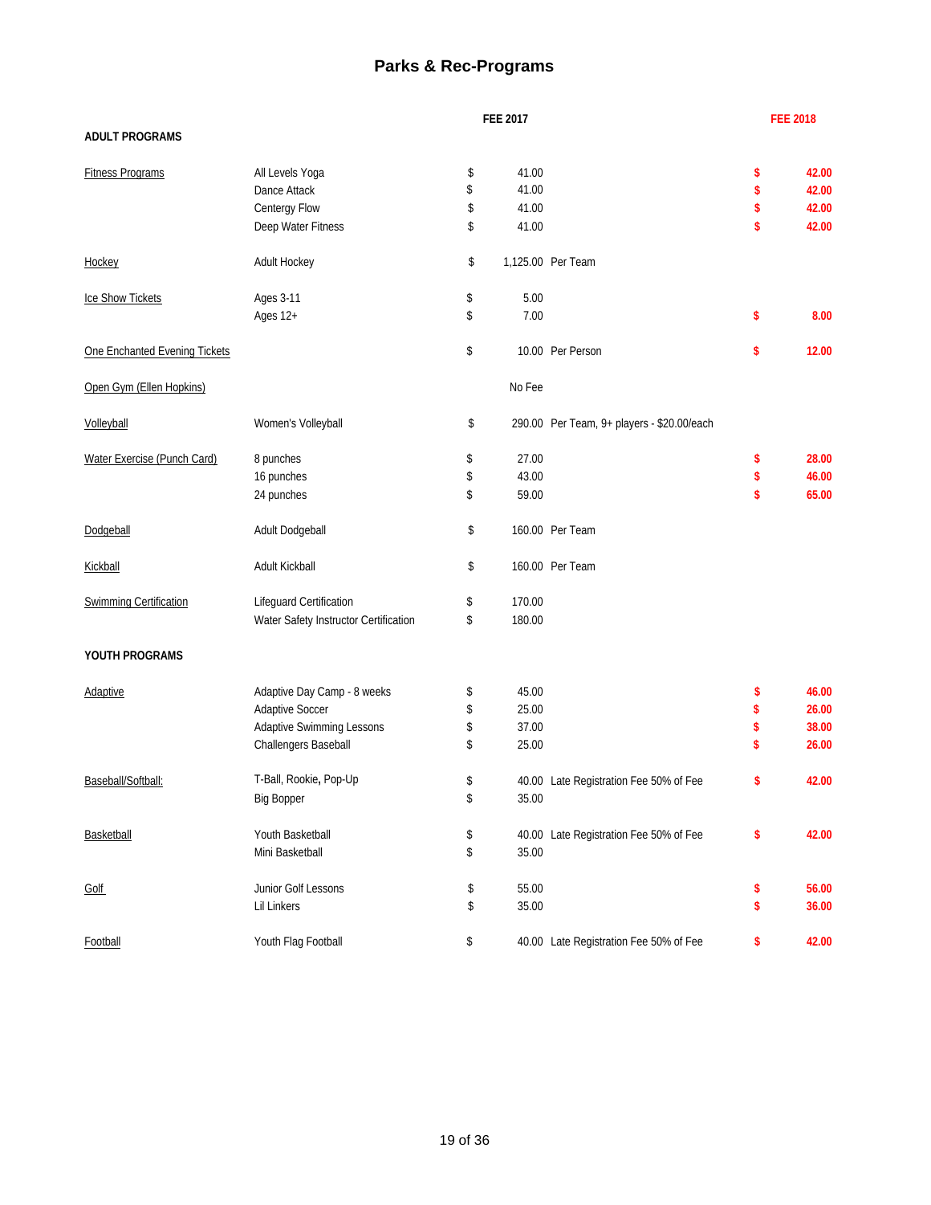# Parks & Rec-Programs

| ADULT PROGRAMS | | FEE 2017 | | FEE 2018 |
|---|---|---|---|---|
| Fitness Programs | All Levels Yoga | $ 41.00 | | $ 42.00 |
| | Dance Attack | $ 41.00 | | $ 42.00 |
| | Centergy Flow | $ 41.00 | | $ 42.00 |
| | Deep Water Fitness | $ 41.00 | | $ 42.00 |
| Hockey | Adult Hockey | $ 1,125.00 | Per Team | |
| Ice Show Tickets | Ages 3-11 | $ 5.00 | | |
| | Ages 12+ | $ 7.00 | | $ 8.00 |
| One Enchanted Evening Tickets | | $ 10.00 | Per Person | $ 12.00 |
| Open Gym (Ellen Hopkins) | | No Fee | | |
| Volleyball | Women's Volleyball | $ 290.00 | Per Team, 9+ players - $20.00/each | |
| Water Exercise (Punch Card) | 8 punches | $ 27.00 | | $ 28.00 |
| | 16 punches | $ 43.00 | | $ 46.00 |
| | 24 punches | $ 59.00 | | $ 65.00 |
| Dodgeball | Adult Dodgeball | $ 160.00 | Per Team | |
| Kickball | Adult Kickball | $ 160.00 | Per Team | |
| Swimming Certification | Lifeguard Certification | $ 170.00 | | |
| | Water Safety Instructor Certification | $ 180.00 | | |
| **YOUTH PROGRAMS** | | | | |
| Adaptive | Adaptive Day Camp - 8 weeks | $ 45.00 | | $ 46.00 |
| | Adaptive Soccer | $ 25.00 | | $ 26.00 |
| | Adaptive Swimming Lessons | $ 37.00 | | $ 38.00 |
| | Challengers Baseball | $ 25.00 | | $ 26.00 |
| Baseball/Softball: | T-Ball, Rookie, Pop-Up | $ 40.00 | Late Registration Fee 50% of Fee | $ 42.00 |
| | Big Bopper | $ 35.00 | | |
| Basketball | Youth Basketball | $ 40.00 | Late Registration Fee 50% of Fee | $ 42.00 |
| | Mini Basketball | $ 35.00 | | |
| Golf | Junior Golf Lessons | $ 55.00 | | $ 56.00 |
| | Lil Linkers | $ 35.00 | | $ 36.00 |
| Football | Youth Flag Football | $ 40.00 | Late Registration Fee 50% of Fee | $ 42.00 |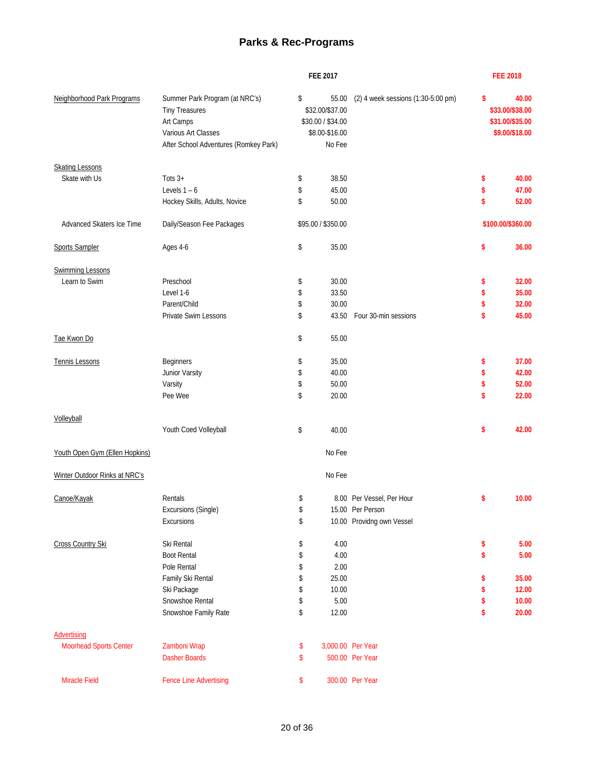# Parks & Rec-Programs

| Program | Item | FEE 2017 | Notes | FEE 2018 |
|---|---|---|---|---|
| Neighborhood Park Programs | Summer Park Program (at NRC's) | $ 55.00 | (2) 4 week sessions (1:30-5:00 pm) | $ 40.00 |
| | Tiny Treasures | $32.00/$37.00 | | $33.00/$38.00 |
| | Art Camps | $30.00 / $34.00 | | $31.00/$35.00 |
| | Various Art Classes | $8.00-$16.00 | | $9.00/$18.00 |
| | After School Adventures (Romkey Park) | No Fee | | |
| Skating Lessons | | | | |
| Skate with Us | Tots 3+ | $ 38.50 | | $ 40.00 |
| | Levels 1 – 6 | $ 45.00 | | $ 47.00 |
| | Hockey Skills, Adults, Novice | $ 50.00 | | $ 52.00 |
| Advanced Skaters Ice Time | Daily/Season Fee Packages | $95.00 / $350.00 | | $100.00/$360.00 |
| Sports Sampler | Ages 4-6 | $ 35.00 | | $ 36.00 |
| Swimming Lessons | | | | |
| Learn to Swim | Preschool | $ 30.00 | | $ 32.00 |
| | Level 1-6 | $ 33.50 | | $ 35.00 |
| | Parent/Child | $ 30.00 | | $ 32.00 |
| | Private Swim Lessons | $ 43.50 | Four 30-min sessions | $ 45.00 |
| Tae Kwon Do | | $ 55.00 | | |
| Tennis Lessons | Beginners | $ 35.00 | | $ 37.00 |
| | Junior Varsity | $ 40.00 | | $ 42.00 |
| | Varsity | $ 50.00 | | $ 52.00 |
| | Pee Wee | $ 20.00 | | $ 22.00 |
| Volleyball | | | | |
| | Youth Coed Volleyball | $ 40.00 | | $ 42.00 |
| Youth Open Gym (Ellen Hopkins) | | No Fee | | |
| Winter Outdoor Rinks at NRC's | | No Fee | | |
| Canoe/Kayak | Rentals | $ 8.00 | Per Vessel, Per Hour | $ 10.00 |
| | Excursions (Single) | $ 15.00 | Per Person | |
| | Excursions | $ 10.00 | Providng own Vessel | |
| Cross Country Ski | Ski Rental | $ 4.00 | | $ 5.00 |
| | Boot Rental | $ 4.00 | | $ 5.00 |
| | Pole Rental | $ 2.00 | | |
| | Family Ski Rental | $ 25.00 | | $ 35.00 |
| | Ski Package | $ 10.00 | | $ 12.00 |
| | Snowshoe Rental | $ 5.00 | | $ 10.00 |
| | Snowshoe Family Rate | $ 12.00 | | $ 20.00 |
| Advertising | | | | |
| Moorhead Sports Center | Zamboni Wrap | $ 3,000.00 | Per Year | |
| | Dasher Boards | $ 500.00 | Per Year | |
| Miracle Field | Fence Line Advertising | $ 300.00 | Per Year | |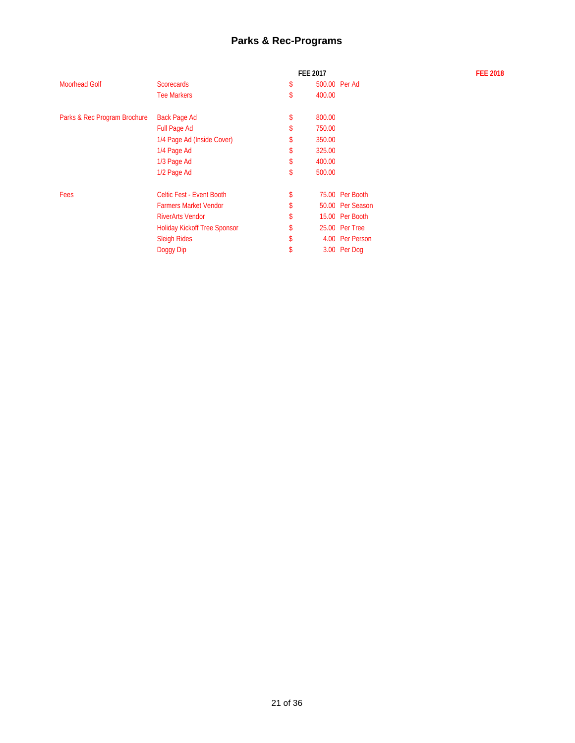# Parks & Rec-Programs

| | | FEE 2017 | | FEE 2018 |
|---|---|---|---|---|
| Moorhead Golf | Scorecards | $ 500.00 | Per Ad | |
| | Tee Markers | $ 400.00 | | |
| Parks & Rec Program Brochure | Back Page Ad | $ 800.00 | | |
| | Full Page Ad | $ 750.00 | | |
| | 1/4 Page Ad (Inside Cover) | $ 350.00 | | |
| | 1/4 Page Ad | $ 325.00 | | |
| | 1/3 Page Ad | $ 400.00 | | |
| | 1/2 Page Ad | $ 500.00 | | |
| Fees | Celtic Fest - Event Booth | $ 75.00 | Per Booth | |
| | Farmers Market Vendor | $ 50.00 | Per Season | |
| | RiverArts Vendor | $ 15.00 | Per Booth | |
| | Holiday Kickoff Tree Sponsor | $ 25.00 | Per Tree | |
| | Sleigh Rides | $ 4.00 | Per Person | |
| | Doggy Dip | $ 3.00 | Per Dog | |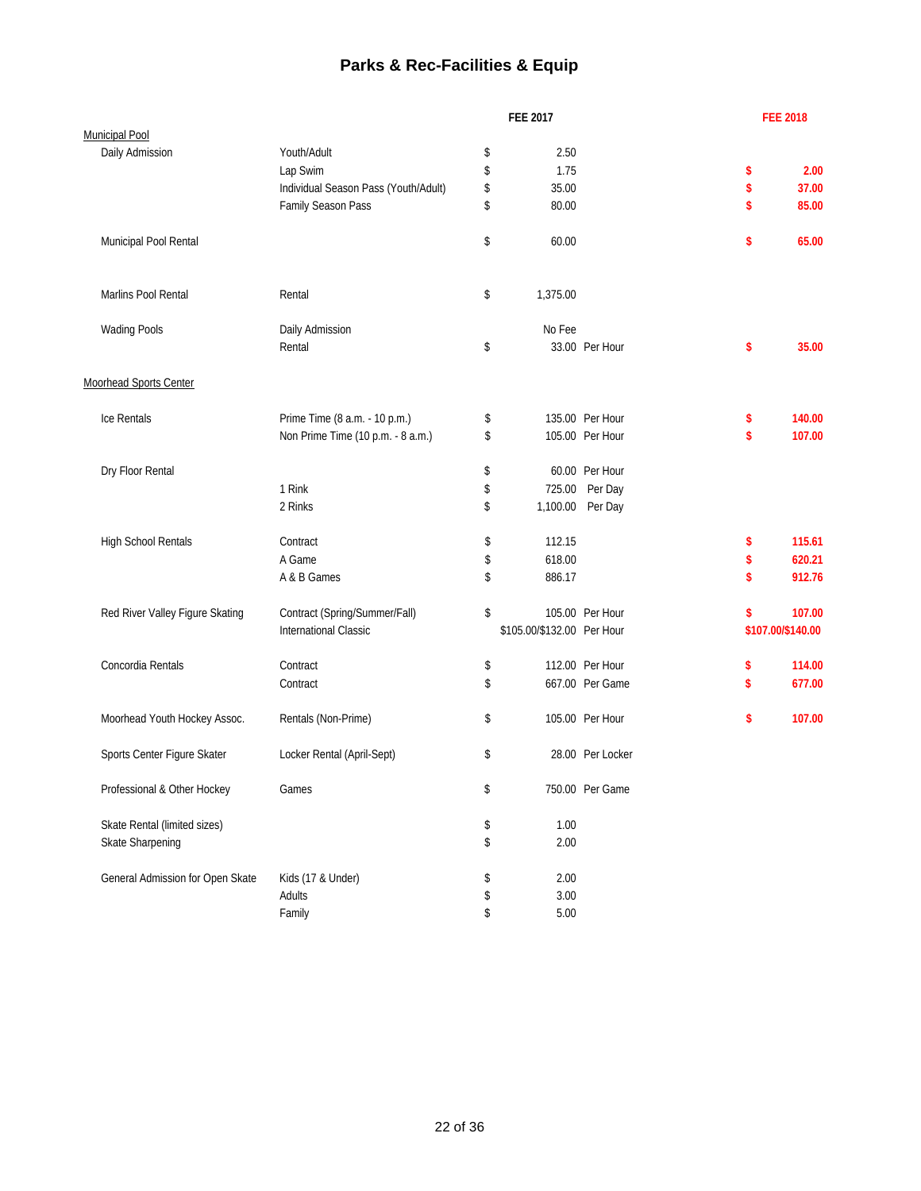# Parks & Rec-Facilities & Equip

| | | FEE 2017 | | FEE 2018 |
|---|---|---|---|---|
| **Municipal Pool** | | | | |
| Daily Admission | Youth/Adult | $ 2.50 | | |
| | Lap Swim | $ 1.75 | | $ 2.00 |
| | Individual Season Pass (Youth/Adult) | $ 35.00 | | $ 37.00 |
| | Family Season Pass | $ 80.00 | | $ 85.00 |
| Municipal Pool Rental | | $ 60.00 | | $ 65.00 |
| Marlins Pool Rental | Rental | $ 1,375.00 | | |
| Wading Pools | Daily Admission | No Fee | | |
| | Rental | $ 33.00 | Per Hour | $ 35.00 |
| **Moorhead Sports Center** | | | | |
| Ice Rentals | Prime Time (8 a.m. - 10 p.m.) | $ 135.00 | Per Hour | $ 140.00 |
| | Non Prime Time (10 p.m. - 8 a.m.) | $ 105.00 | Per Hour | $ 107.00 |
| Dry Floor Rental | | $ 60.00 | Per Hour | |
| | 1 Rink | $ 725.00 | Per Day | |
| | 2 Rinks | $ 1,100.00 | Per Day | |
| High School Rentals | Contract | $ 112.15 | | $ 115.61 |
| | A Game | $ 618.00 | | $ 620.21 |
| | A & B Games | $ 886.17 | | $ 912.76 |
| Red River Valley Figure Skating | Contract (Spring/Summer/Fall) | $ 105.00 | Per Hour | $ 107.00 |
| | International Classic | $105.00/$132.00 | Per Hour | $107.00/$140.00 |
| Concordia Rentals | Contract | $ 112.00 | Per Hour | $ 114.00 |
| | Contract | $ 667.00 | Per Game | $ 677.00 |
| Moorhead Youth Hockey Assoc. | Rentals (Non-Prime) | $ 105.00 | Per Hour | $ 107.00 |
| Sports Center Figure Skater | Locker Rental (April-Sept) | $ 28.00 | Per Locker | |
| Professional & Other Hockey | Games | $ 750.00 | Per Game | |
| Skate Rental (limited sizes) | | $ 1.00 | | |
| Skate Sharpening | | $ 2.00 | | |
| General Admission for Open Skate | Kids (17 & Under) | $ 2.00 | | |
| | Adults | $ 3.00 | | |
| | Family | $ 5.00 | | |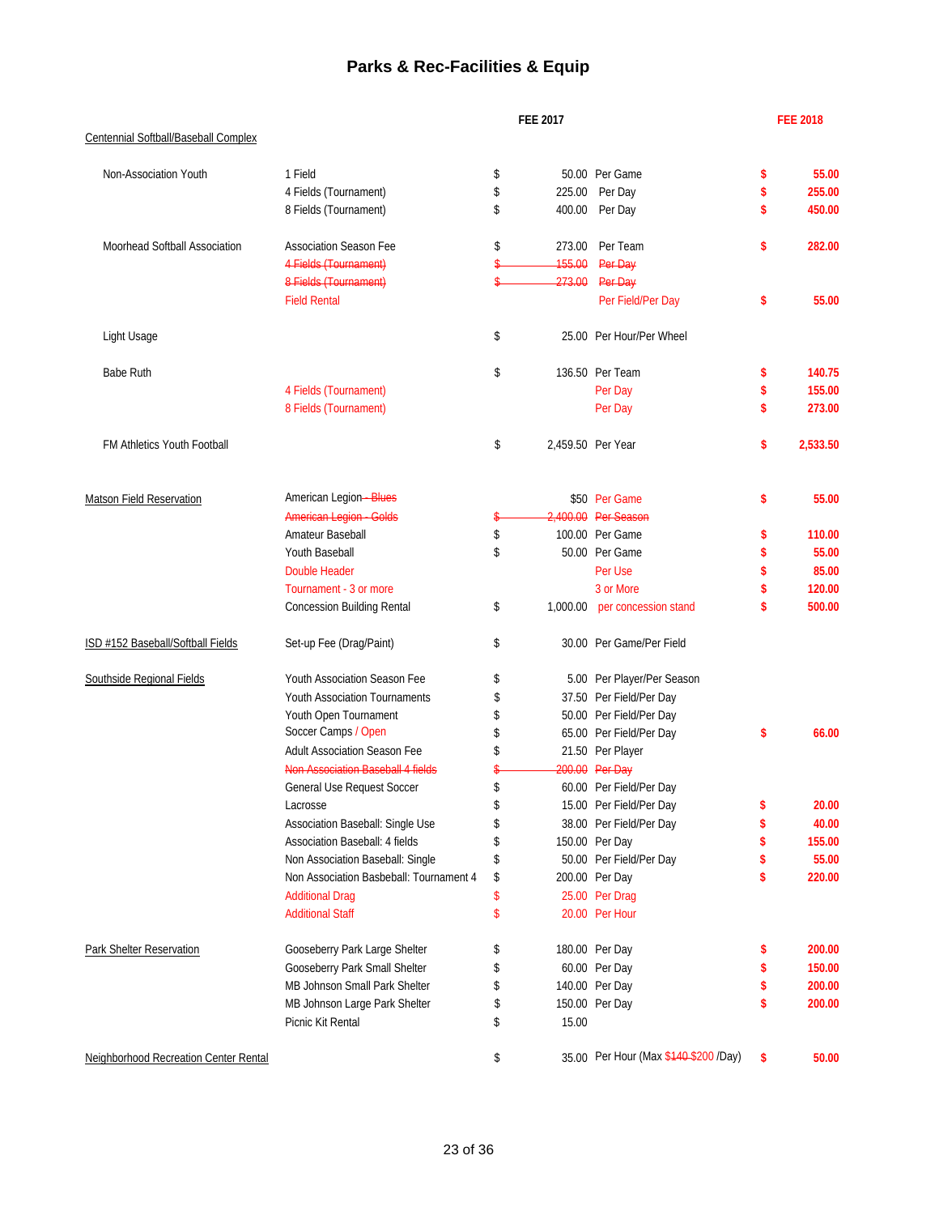# Parks & Rec-Facilities & Equip

| Facility | Item | FEE 2017 | Unit | FEE 2018 |
|---|---|---|---|---|
| Centennial Softball/Baseball Complex | | | | |
| Non-Association Youth | 1 Field | $ 50.00 | Per Game | $ 55.00 |
| | 4 Fields (Tournament) | $ 225.00 | Per Day | $ 255.00 |
| | 8 Fields (Tournament) | $ 400.00 | Per Day | $ 450.00 |
| Moorhead Softball Association | Association Season Fee | $ 273.00 | Per Team | $ 282.00 |
| | ~~4 Fields (Tournament)~~ | ~~$ 155.00~~ | ~~Per Day~~ | |
| | ~~8 Fields (Tournament)~~ | ~~$ 273.00~~ | ~~Per Day~~ | |
| | Field Rental | | Per Field/Per Day | $ 55.00 |
| Light Usage | | $ 25.00 | Per Hour/Per Wheel | |
| Babe Ruth | | $ 136.50 | Per Team | $ 140.75 |
| | 4 Fields (Tournament) | | Per Day | $ 155.00 |
| | 8 Fields (Tournament) | | Per Day | $ 273.00 |
| FM Athletics Youth Football | | $ 2,459.50 | Per Year | $ 2,533.50 |
| Matson Field Reservation | American Legion ~~- Blues~~ | $50 | Per Game | $ 55.00 |
| | ~~American Legion - Golds~~ | ~~$ 2,400.00~~ | ~~Per Season~~ | |
| | Amateur Baseball | $ 100.00 | Per Game | $ 110.00 |
| | Youth Baseball | $ 50.00 | Per Game | $ 55.00 |
| | Double Header | | Per Use | $ 85.00 |
| | Tournament - 3 or more | | 3 or More | $ 120.00 |
| | Concession Building Rental | $ 1,000.00 | per concession stand | $ 500.00 |
| ISD #152 Baseball/Softball Fields | Set-up Fee (Drag/Paint) | $ 30.00 | Per Game/Per Field | |
| Southside Regional Fields | Youth Association Season Fee | $ 5.00 | Per Player/Per Season | |
| | Youth Association Tournaments | $ 37.50 | Per Field/Per Day | |
| | Youth Open Tournament | $ 50.00 | Per Field/Per Day | |
| | Soccer Camps / Open | $ 65.00 | Per Field/Per Day | $ 66.00 |
| | Adult Association Season Fee | $ 21.50 | Per Player | |
| | ~~Non Association Baseball 4 fields~~ | ~~$ 200.00~~ | ~~Per Day~~ | |
| | General Use Request Soccer | $ 60.00 | Per Field/Per Day | |
| | Lacrosse | $ 15.00 | Per Field/Per Day | $ 20.00 |
| | Association Baseball: Single Use | $ 38.00 | Per Field/Per Day | $ 40.00 |
| | Association Baseball: 4 fields | $ 150.00 | Per Day | $ 155.00 |
| | Non Association Baseball: Single | $ 50.00 | Per Field/Per Day | $ 55.00 |
| | Non Association Basbeball: Tournament 4 | $ 200.00 | Per Day | $ 220.00 |
| | Additional Drag | $ 25.00 | Per Drag | |
| | Additional Staff | $ 20.00 | Per Hour | |
| Park Shelter Reservation | Gooseberry Park Large Shelter | $ 180.00 | Per Day | $ 200.00 |
| | Gooseberry Park Small Shelter | $ 60.00 | Per Day | $ 150.00 |
| | MB Johnson Small Park Shelter | $ 140.00 | Per Day | $ 200.00 |
| | MB Johnson Large Park Shelter | $ 150.00 | Per Day | $ 200.00 |
| | Picnic Kit Rental | $ 15.00 | | |
| Neighborhood Recreation Center Rental | | $ 35.00 | Per Hour (Max ~~$140~~ $200 /Day) | $ 50.00 |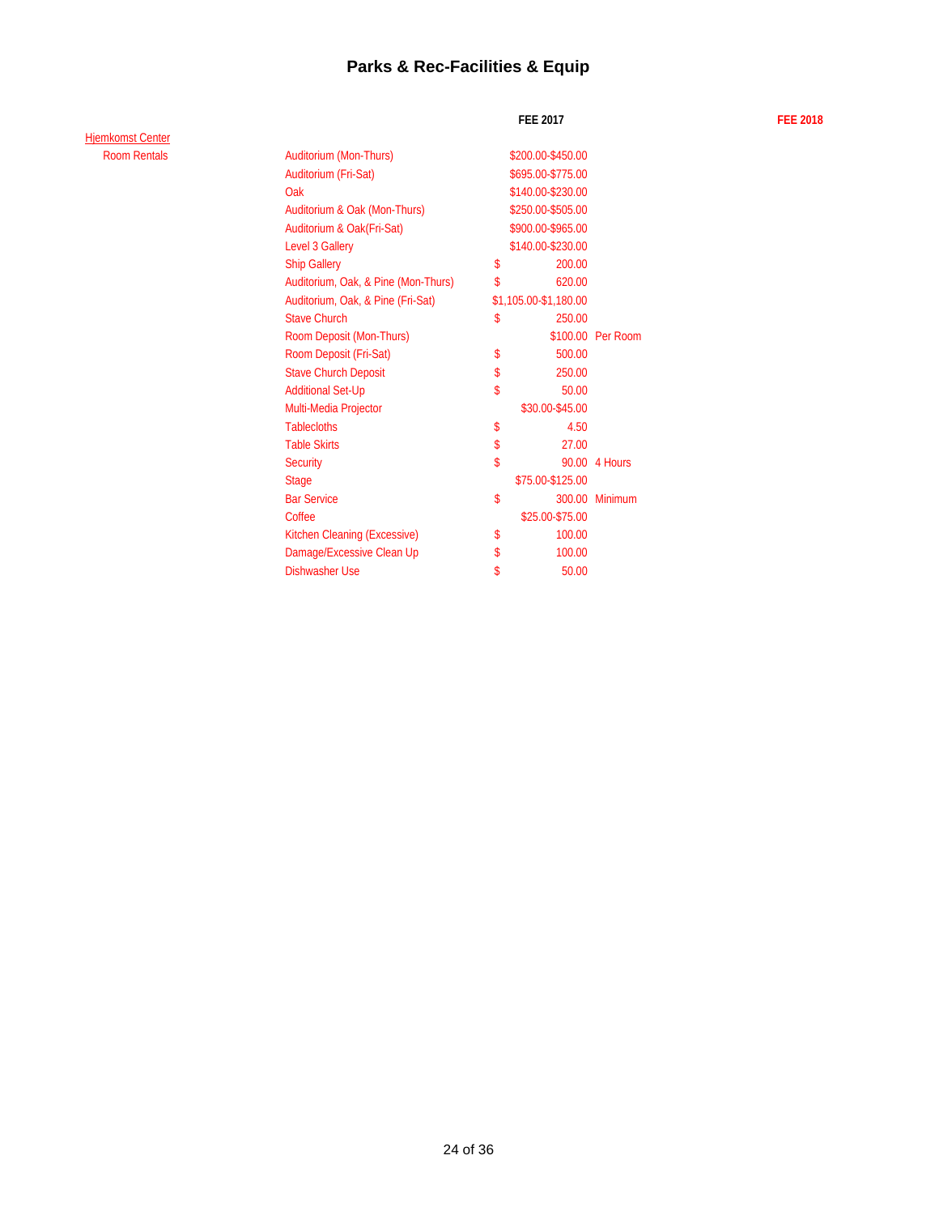## Parks & Rec-Facilities & Equip

| | | FEE 2017 | | FEE 2018 |
|---|---|---|---|---|
| Hjemkomst Center | | | | |
| Room Rentals | Auditorium (Mon-Thurs) | $200.00-$450.00 | | |
| | Auditorium (Fri-Sat) | $695.00-$775.00 | | |
| | Oak | $140.00-$230.00 | | |
| | Auditorium & Oak (Mon-Thurs) | $250.00-$505.00 | | |
| | Auditorium & Oak(Fri-Sat) | $900.00-$965.00 | | |
| | Level 3 Gallery | $140.00-$230.00 | | |
| | Ship Gallery | $ 200.00 | | |
| | Auditorium, Oak, & Pine (Mon-Thurs) | $ 620.00 | | |
| | Auditorium, Oak, & Pine (Fri-Sat) | $1,105.00-$1,180.00 | | |
| | Stave Church | $ 250.00 | | |
| | Room Deposit (Mon-Thurs) | $100.00 | Per Room | |
| | Room Deposit (Fri-Sat) | $ 500.00 | | |
| | Stave Church Deposit | $ 250.00 | | |
| | Additional Set-Up | $ 50.00 | | |
| | Multi-Media Projector | $30.00-$45.00 | | |
| | Tablecloths | $ 4.50 | | |
| | Table Skirts | $ 27.00 | | |
| | Security | $ 90.00 | 4 Hours | |
| | Stage | $75.00-$125.00 | | |
| | Bar Service | $ 300.00 | Minimum | |
| | Coffee | $25.00-$75.00 | | |
| | Kitchen Cleaning (Excessive) | $ 100.00 | | |
| | Damage/Excessive Clean Up | $ 100.00 | | |
| | Dishwasher Use | $ 50.00 | | |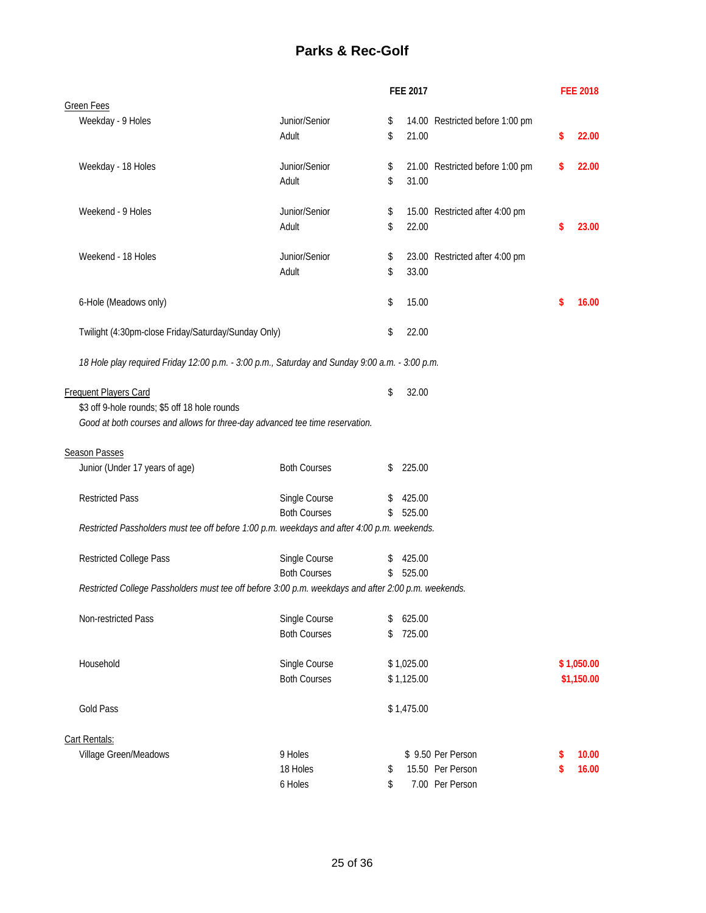# Parks & Rec-Golf

| | | FEE 2017 | | FEE 2018 |
|---|---|---|---|---|
| Green Fees | | | | |
| Weekday - 9 Holes | Junior/Senior | $ 14.00 | Restricted before 1:00 pm | |
| | Adult | $ 21.00 | | $ 22.00 |
| Weekday - 18 Holes | Junior/Senior | $ 21.00 | Restricted before 1:00 pm | $ 22.00 |
| | Adult | $ 31.00 | | |
| Weekend - 9 Holes | Junior/Senior | $ 15.00 | Restricted after 4:00 pm | |
| | Adult | $ 22.00 | | $ 23.00 |
| Weekend - 18 Holes | Junior/Senior | $ 23.00 | Restricted after 4:00 pm | |
| | Adult | $ 33.00 | | |
| 6-Hole (Meadows only) | | $ 15.00 | | $ 16.00 |
| Twilight (4:30pm-close Friday/Saturday/Sunday Only) | | $ 22.00 | | |
| *18 Hole play required Friday 12:00 p.m. - 3:00 p.m., Saturday and Sunday 9:00 a.m. - 3:00 p.m.* | | | | |
| Frequent Players Card | | $ 32.00 | | |
| $3 off 9-hole rounds; $5 off 18 hole rounds | | | | |
| *Good at both courses and allows for three-day advanced tee time reservation.* | | | | |
| Season Passes | | | | |
| Junior (Under 17 years of age) | Both Courses | $ 225.00 | | |
| Restricted Pass | Single Course | $ 425.00 | | |
| | Both Courses | $ 525.00 | | |
| *Restricted Passholders must tee off before 1:00 p.m. weekdays and after 4:00 p.m. weekends.* | | | | |
| Restricted College Pass | Single Course | $ 425.00 | | |
| | Both Courses | $ 525.00 | | |
| *Restricted College Passholders must tee off before 3:00 p.m. weekdays and after 2:00 p.m. weekends.* | | | | |
| Non-restricted Pass | Single Course | $ 625.00 | | |
| | Both Courses | $ 725.00 | | |
| Household | Single Course | $ 1,025.00 | | $ 1,050.00 |
| | Both Courses | $ 1,125.00 | | $1,150.00 |
| Gold Pass | | $ 1,475.00 | | |
| Cart Rentals: | | | | |
| Village Green/Meadows | 9 Holes | $ 9.50 | Per Person | $ 10.00 |
| | 18 Holes | $ 15.50 | Per Person | $ 16.00 |
| | 6 Holes | $ 7.00 | Per Person | |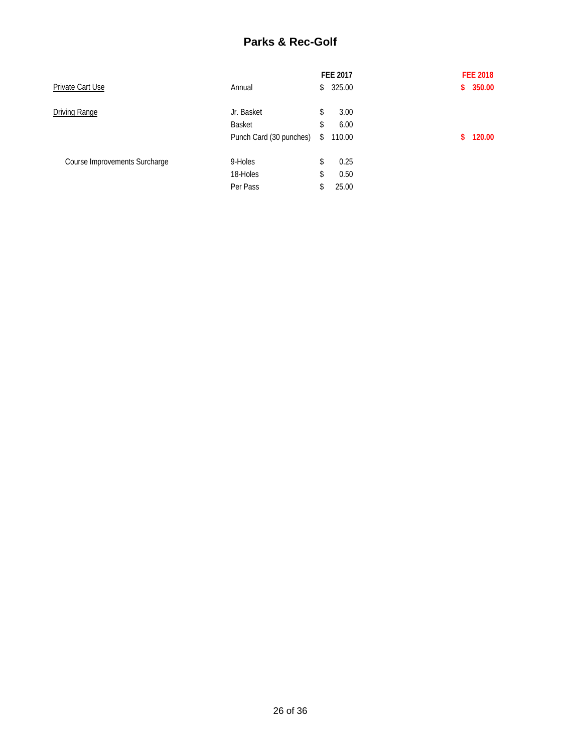# Parks & Rec-Golf

| | | FEE 2017 | FEE 2018 |
|---|---|---|---|
| Private Cart Use | Annual | $ 325.00 | **$ 350.00** |
| Driving Range | Jr. Basket | $ 3.00 | |
| | Basket | $ 6.00 | |
| | Punch Card (30 punches) | $ 110.00 | **$ 120.00** |
| Course Improvements Surcharge | 9-Holes | $ 0.25 | |
| | 18-Holes | $ 0.50 | |
| | Per Pass | $ 25.00 | |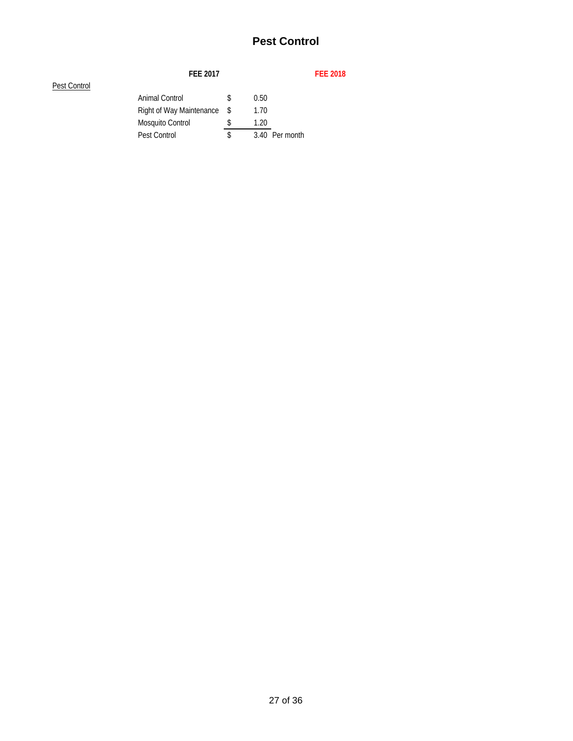# Pest Control

| | FEE 2017 | | | FEE 2018 |
|---|---|---|---|---|
| Pest Control | | | | |
| | Animal Control | $ 0.50 | | |
| | Right of Way Maintenance | $ 1.70 | | |
| | Mosquito Control | $ 1.20 | | |
| | Pest Control | $ 3.40 | Per month | |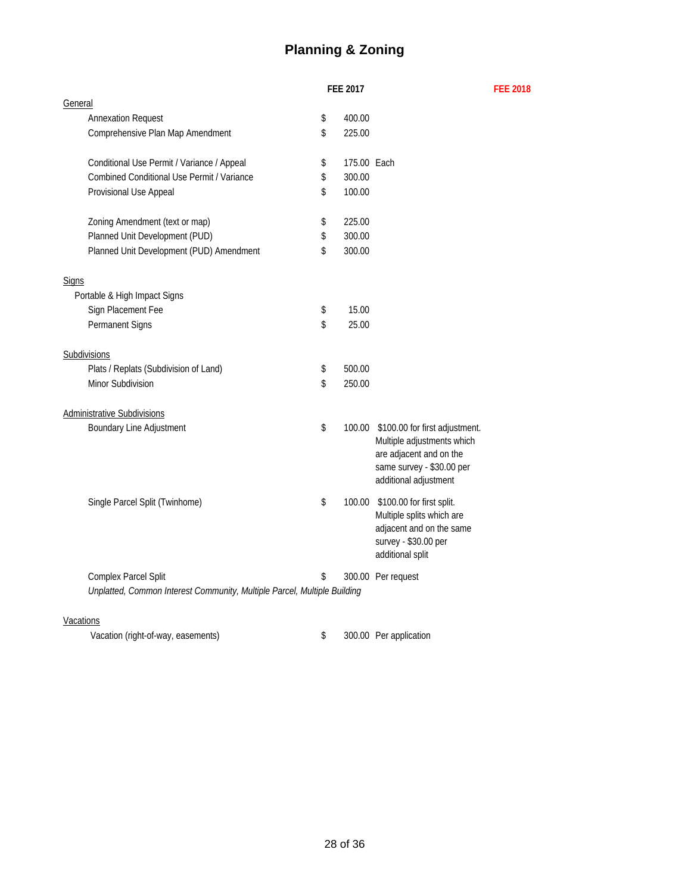# Planning & Zoning

| | FEE 2017 | | FEE 2018 |
|---|---|---|---|
| General | | | |
| Annexation Request | $ 400.00 | | |
| Comprehensive Plan Map Amendment | $ 225.00 | | |
| | | | |
| Conditional Use Permit / Variance / Appeal | $ 175.00 | Each | |
| Combined Conditional Use Permit / Variance | $ 300.00 | | |
| Provisional Use Appeal | $ 100.00 | | |
| | | | |
| Zoning Amendment (text or map) | $ 225.00 | | |
| Planned Unit Development (PUD) | $ 300.00 | | |
| Planned Unit Development (PUD) Amendment | $ 300.00 | | |
| | | | |
| Signs | | | |
| Portable & High Impact Signs | | | |
| Sign Placement Fee | $ 15.00 | | |
| Permanent Signs | $ 25.00 | | |
| | | | |
| Subdivisions | | | |
| Plats / Replats (Subdivision of Land) | $ 500.00 | | |
| Minor Subdivision | $ 250.00 | | |
| | | | |
| Administrative Subdivisions | | | |
| Boundary Line Adjustment | $ 100.00 | $100.00 for first adjustment. Multiple adjustments which are adjacent and on the same survey - $30.00 per additional adjustment | |
| Single Parcel Split (Twinhome) | $ 100.00 | $100.00 for first split. Multiple splits which are adjacent and on the same survey - $30.00 per additional split | |
| Complex Parcel Split<br>*Unplatted, Common Interest Community, Multiple Parcel, Multiple Building* | $ 300.00 | Per request | |
| | | | |
| Vacations | | | |
| Vacation (right-of-way, easements) | $ 300.00 | Per application | |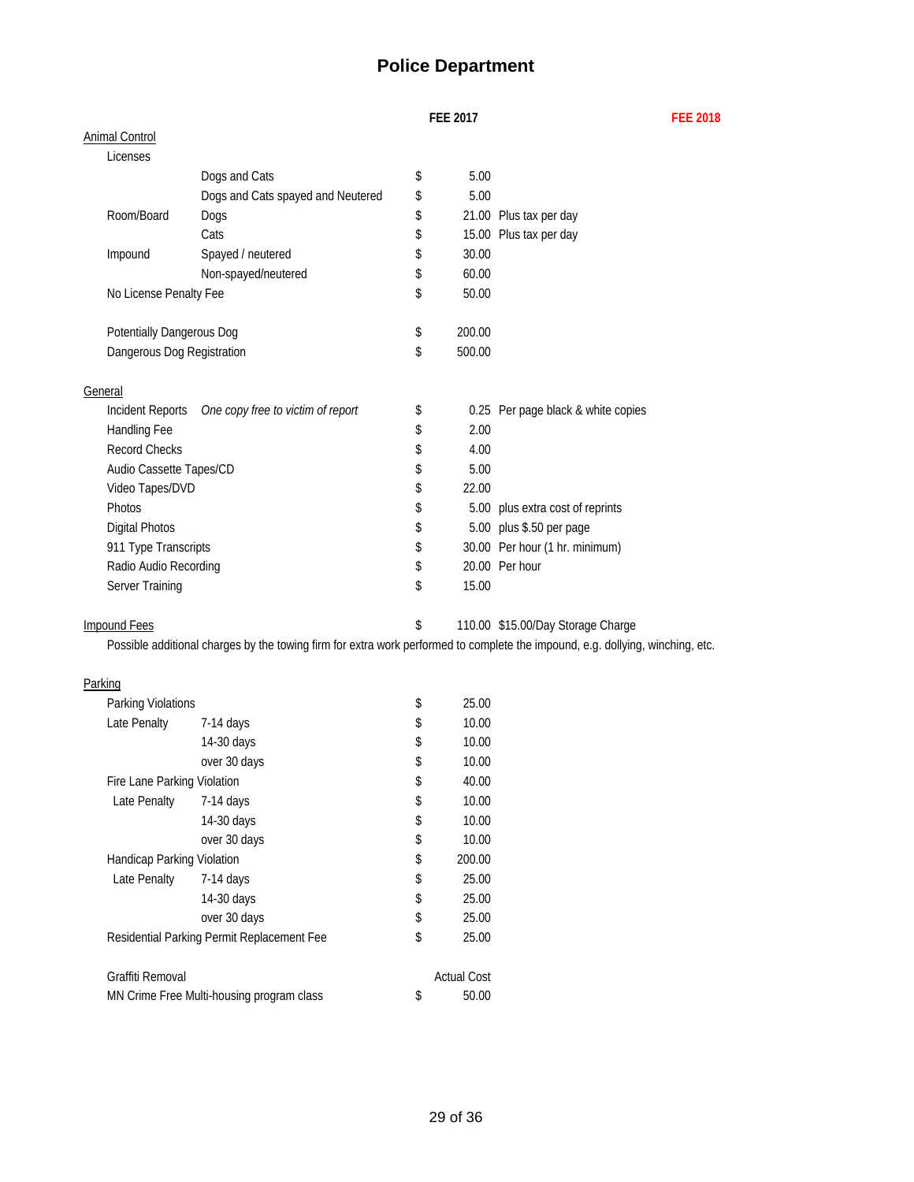# Police Department

| | | | FEE 2017 | | FEE 2018 |
|---|---|---|---|---|---|
| **Animal Control** | | | | | |
| Licenses | | | | | |
| | Dogs and Cats | $ | 5.00 | | |
| | Dogs and Cats spayed and Neutered | $ | 5.00 | | |
| Room/Board | Dogs | $ | 21.00 | Plus tax per day | |
| | Cats | $ | 15.00 | Plus tax per day | |
| Impound | Spayed / neutered | $ | 30.00 | | |
| | Non-spayed/neutered | $ | 60.00 | | |
| No License Penalty Fee | | $ | 50.00 | | |
| Potentially Dangerous Dog | | $ | 200.00 | | |
| Dangerous Dog Registration | | $ | 500.00 | | |
| **General** | | | | | |
| Incident Reports | *One copy free to victim of report* | $ | 0.25 | Per page black & white copies | |
| Handling Fee | | $ | 2.00 | | |
| Record Checks | | $ | 4.00 | | |
| Audio Cassette Tapes/CD | | $ | 5.00 | | |
| Video Tapes/DVD | | $ | 22.00 | | |
| Photos | | $ | 5.00 | plus extra cost of reprints | |
| Digital Photos | | $ | 5.00 | plus $.50 per page | |
| 911 Type Transcripts | | $ | 30.00 | Per hour (1 hr. minimum) | |
| Radio Audio Recording | | $ | 20.00 | Per hour | |
| Server Training | | $ | 15.00 | | |
| **Impound Fees** | | $ | 110.00 | $15.00/Day Storage Charge | |

Possible additional charges by the towing firm for extra work performed to complete the impound, e.g. dollying, winching, etc.

| | | | FEE 2017 | FEE 2018 |
|---|---|---|---|---|
| **Parking** | | | | |
| Parking Violations | | $ | 25.00 | |
| Late Penalty | 7-14 days | $ | 10.00 | |
| | 14-30 days | $ | 10.00 | |
| | over 30 days | $ | 10.00 | |
| Fire Lane Parking Violation | | $ | 40.00 | |
| Late Penalty | 7-14 days | $ | 10.00 | |
| | 14-30 days | $ | 10.00 | |
| | over 30 days | $ | 10.00 | |
| Handicap Parking Violation | | $ | 200.00 | |
| Late Penalty | 7-14 days | $ | 25.00 | |
| | 14-30 days | $ | 25.00 | |
| | over 30 days | $ | 25.00 | |
| Residential Parking Permit Replacement Fee | | $ | 25.00 | |
| Graffiti Removal | | | Actual Cost | |
| MN Crime Free Multi-housing program class | | $ | 50.00 | |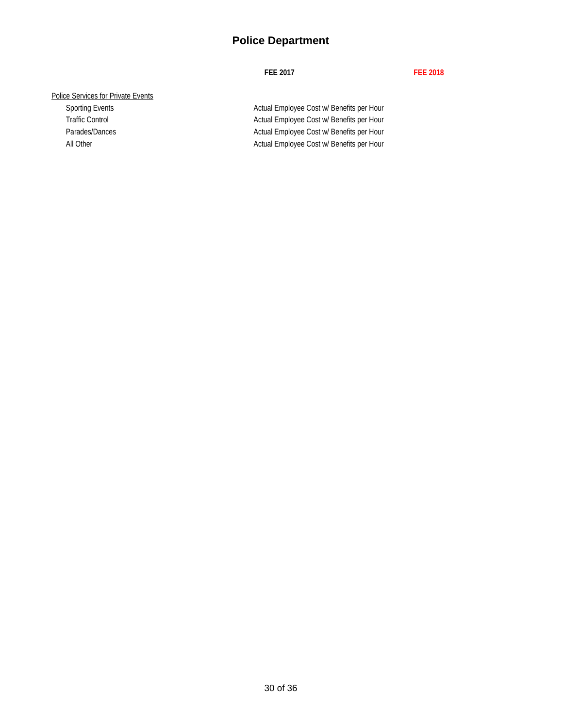# Police Department

| | FEE 2017 | FEE 2018 |
|---|---|---|
| Police Services for Private Events | | |
| Sporting Events | Actual Employee Cost w/ Benefits per Hour | |
| Traffic Control | Actual Employee Cost w/ Benefits per Hour | |
| Parades/Dances | Actual Employee Cost w/ Benefits per Hour | |
| All Other | Actual Employee Cost w/ Benefits per Hour | |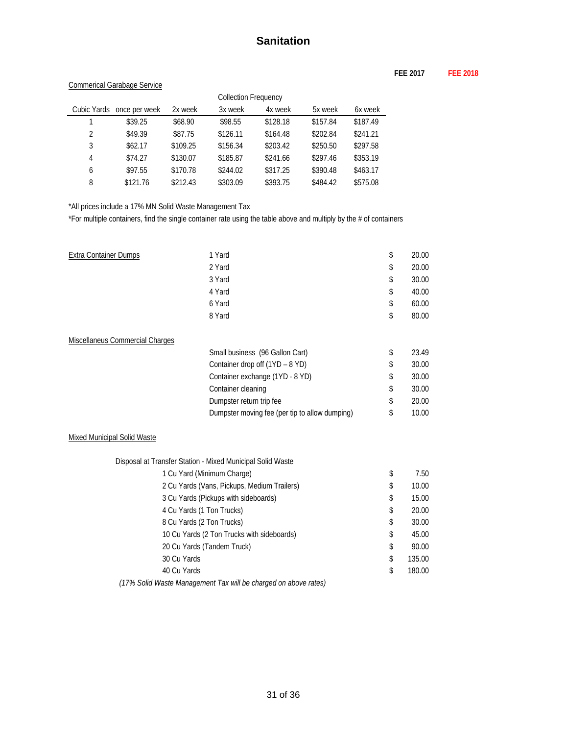# Sanitation

| | FEE 2017 | FEE 2018 |
|---|---|---|

Commerical Garabage Service

| | Collection Frequency | | | | | |
|---|---|---|---|---|---|---|
| Cubic Yards | once per week | 2x week | 3x week | 4x week | 5x week | 6x week |
| 1 | $39.25 | $68.90 | $98.55 | $128.18 | $157.84 | $187.49 |
| 2 | $49.39 | $87.75 | $126.11 | $164.48 | $202.84 | $241.21 |
| 3 | $62.17 | $109.25 | $156.34 | $203.42 | $250.50 | $297.58 |
| 4 | $74.27 | $130.07 | $185.87 | $241.66 | $297.46 | $353.19 |
| 6 | $97.55 | $170.78 | $244.02 | $317.25 | $390.48 | $463.17 |
| 8 | $121.76 | $212.43 | $303.09 | $393.75 | $484.42 | $575.08 |

*All prices include a 17% MN Solid Waste Management Tax

*For multiple containers, find the single container rate using the table above and multiply by the # of containers

| | | FEE 2017 | FEE 2018 |
|---|---|---|---|
| Extra Container Dumps | 1 Yard | $ 20.00 | |
| | 2 Yard | $ 20.00 | |
| | 3 Yard | $ 30.00 | |
| | 4 Yard | $ 40.00 | |
| | 6 Yard | $ 60.00 | |
| | 8 Yard | $ 80.00 | |
| Miscellaneus Commercial Charges | | | |
| | Small business (96 Gallon Cart) | $ 23.49 | |
| | Container drop off (1YD – 8 YD) | $ 30.00 | |
| | Container exchange (1YD - 8 YD) | $ 30.00 | |
| | Container cleaning | $ 30.00 | |
| | Dumpster return trip fee | $ 20.00 | |
| | Dumpster moving fee (per tip to allow dumping) | $ 10.00 | |

Mixed Municipal Solid Waste

| Disposal at Transfer Station - Mixed Municipal Solid Waste | FEE 2017 | FEE 2018 |
|---|---|---|
| 1 Cu Yard (Minimum Charge) | $ 7.50 | |
| 2 Cu Yards (Vans, Pickups, Medium Trailers) | $ 10.00 | |
| 3 Cu Yards (Pickups with sideboards) | $ 15.00 | |
| 4 Cu Yards (1 Ton Trucks) | $ 20.00 | |
| 8 Cu Yards (2 Ton Trucks) | $ 30.00 | |
| 10 Cu Yards (2 Ton Trucks with sideboards) | $ 45.00 | |
| 20 Cu Yards (Tandem Truck) | $ 90.00 | |
| 30 Cu Yards | $ 135.00 | |
| 40 Cu Yards | $ 180.00 | |

*(17% Solid Waste Management Tax will be charged on above rates)*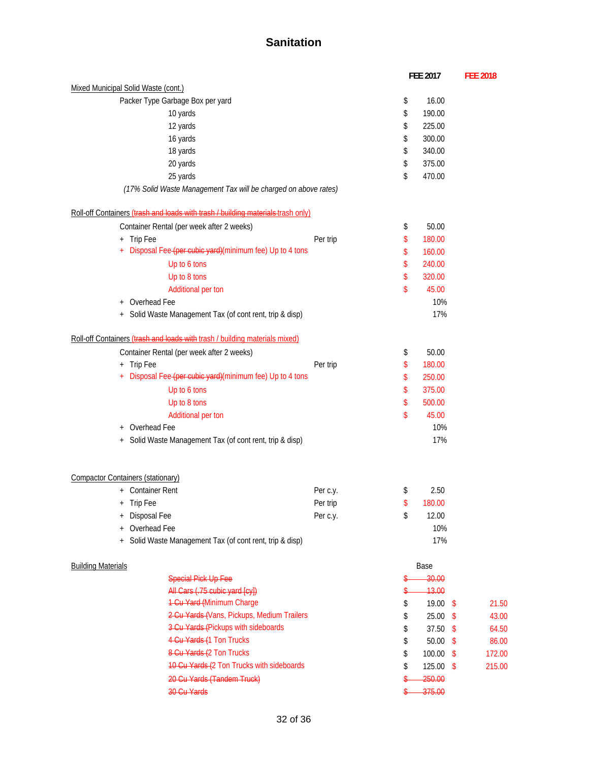# Sanitation

| | | FEE 2017 | FEE 2018 |
|---|---|---|---|
| **Mixed Municipal Solid Waste (cont.)** | | | |
| Packer Type Garbage Box per yard | | $ 16.00 | |
| 10 yards | | $ 190.00 | |
| 12 yards | | $ 225.00 | |
| 16 yards | | $ 300.00 | |
| 18 yards | | $ 340.00 | |
| 20 yards | | $ 375.00 | |
| 25 yards | | $ 470.00 | |
| *(17% Solid Waste Management Tax will be charged on above rates)* | | | |
| **Roll-off Containers** ~~(trash and loads with trash / building materials~~ trash only) | | | |
| Container Rental (per week after 2 weeks) | | $ 50.00 | |
| + Trip Fee | Per trip | $ 180.00 | |
| + Disposal Fee ~~(per cubic yard)~~(minimum fee) Up to 4 tons | | $ 160.00 | |
| Up to 6 tons | | $ 240.00 | |
| Up to 8 tons | | $ 320.00 | |
| Additional per ton | | $ 45.00 | |
| + Overhead Fee | | 10% | |
| + Solid Waste Management Tax (of cont rent, trip & disp) | | 17% | |
| **Roll-off Containers** ~~(trash and loads with~~ trash / building materials mixed) | | | |
| Container Rental (per week after 2 weeks) | | $ 50.00 | |
| + Trip Fee | Per trip | $ 180.00 | |
| + Disposal Fee ~~(per cubic yard)~~(minimum fee) Up to 4 tons | | $ 250.00 | |
| Up to 6 tons | | $ 375.00 | |
| Up to 8 tons | | $ 500.00 | |
| Additional per ton | | $ 45.00 | |
| + Overhead Fee | | 10% | |
| + Solid Waste Management Tax (of cont rent, trip & disp) | | 17% | |
| **Compactor Containers (stationary)** | | | |
| + Container Rent | Per c.y. | $ 2.50 | |
| + Trip Fee | Per trip | $ 180.00 | |
| + Disposal Fee | Per c.y. | $ 12.00 | |
| + Overhead Fee | | 10% | |
| + Solid Waste Management Tax (of cont rent, trip & disp) | | 17% | |
| **Building Materials** | | Base | |
| ~~Special Pick Up Fee~~ | | ~~$ 30.00~~ | |
| ~~All Cars (.75 cubic yard [cy])~~ | | ~~$ 13.00~~ | |
| ~~1 Cu Yard (~~Minimum Charge | | $ 19.00 | $ 21.50 |
| ~~2 Cu Yards (~~Vans, Pickups, Medium Trailers | | $ 25.00 | $ 43.00 |
| ~~3 Cu Yards (~~Pickups with sideboards | | $ 37.50 | $ 64.50 |
| ~~4 Cu Yards (~~1 Ton Trucks | | $ 50.00 | $ 86.00 |
| ~~8 Cu Yards (~~2 Ton Trucks | | $ 100.00 | $ 172.00 |
| ~~10 Cu Yards (~~2 Ton Trucks with sideboards | | $ 125.00 | $ 215.00 |
| ~~20 Cu Yards (Tandem Truck)~~ | | ~~$ 250.00~~ | |
| ~~30 Cu Yards~~ | | ~~$ 375.00~~ | |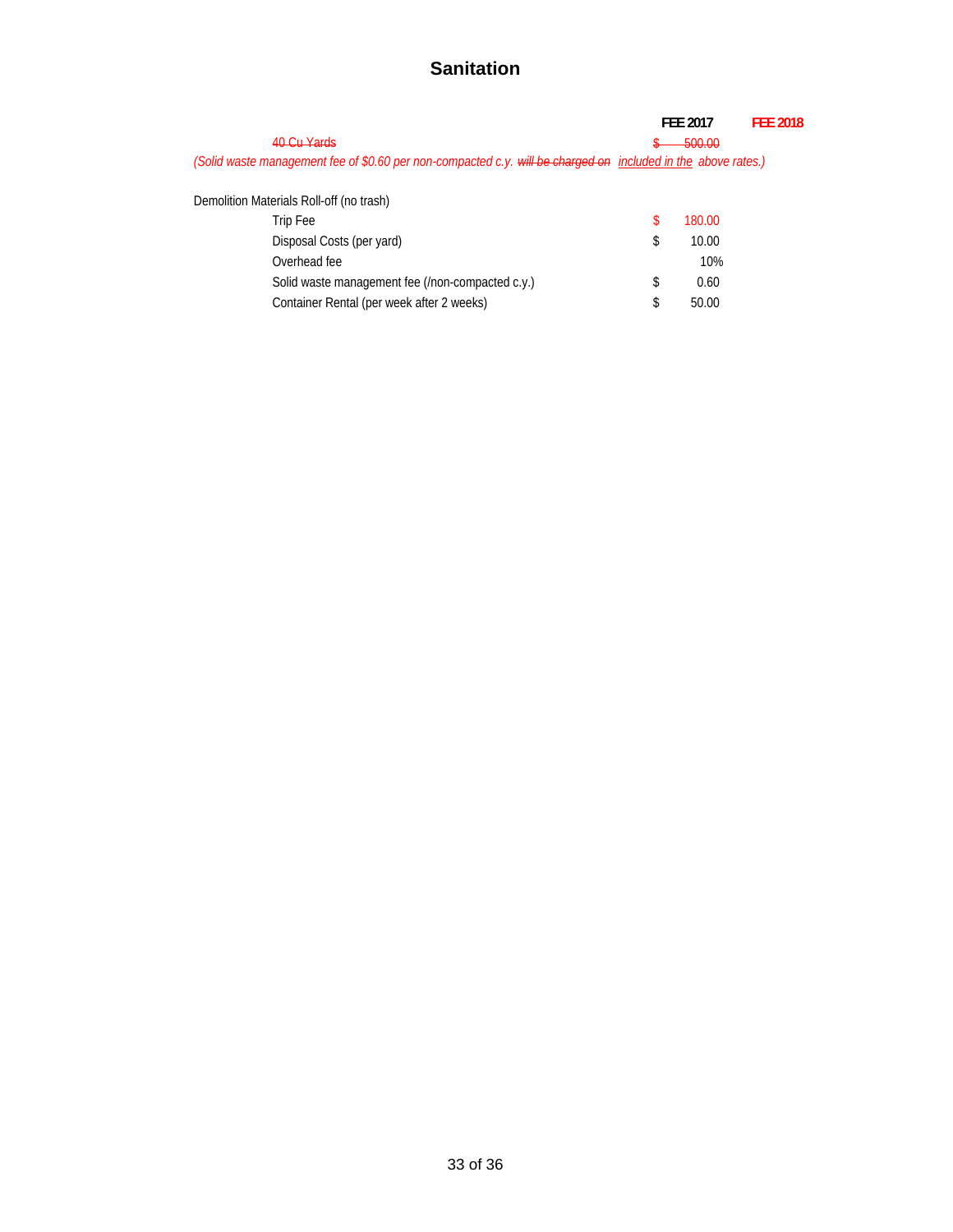# Sanitation

| | FEE 2017 | FEE 2018 |
|---|---|---|
| ~~40 Cu Yards~~ | ~~$ 500.00~~ | |

*(Solid waste management fee of $0.60 per non-compacted c.y. ~~will be charged on~~ included in the above rates.)*

| Demolition Materials Roll-off (no trash) | FEE 2017 | FEE 2018 |
|---|---|---|
| Trip Fee | $ 180.00 | |
| Disposal Costs (per yard) | $ 10.00 | |
| Overhead fee | 10% | |
| Solid waste management fee (/non-compacted c.y.) | $ 0.60 | |
| Container Rental (per week after 2 weeks) | $ 50.00 | |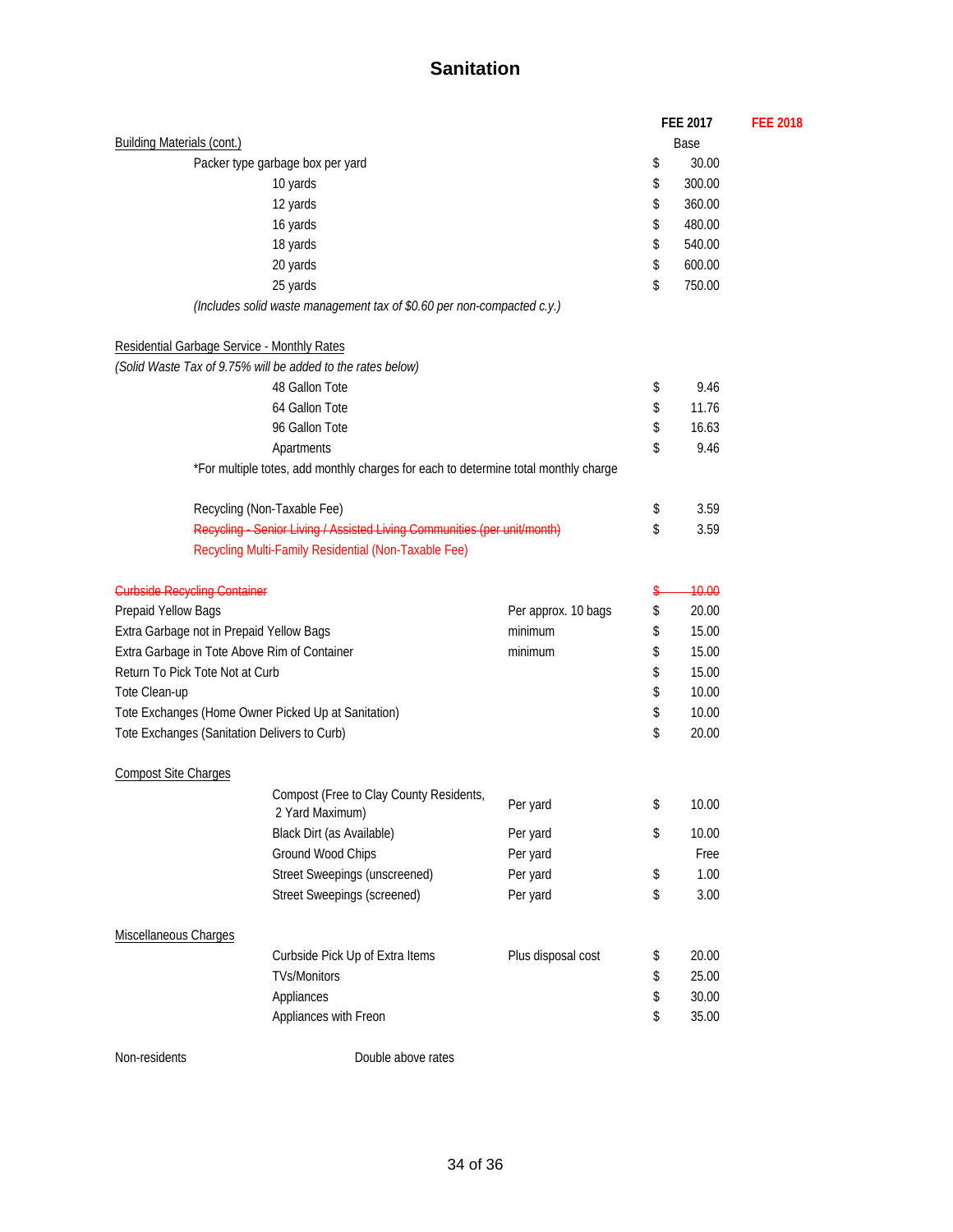# Sanitation

| | | | FEE 2017 | FEE 2018 |
|---|---|---|---|---|
| Building Materials (cont.) | | | Base | |
| | Packer type garbage box per yard | | $ 30.00 | |
| | 10 yards | | $ 300.00 | |
| | 12 yards | | $ 360.00 | |
| | 16 yards | | $ 480.00 | |
| | 18 yards | | $ 540.00 | |
| | 20 yards | | $ 600.00 | |
| | 25 yards | | $ 750.00 | |
| | *(Includes solid waste management tax of $0.60 per non-compacted c.y.)* | | | |
| Residential Garbage Service - Monthly Rates | | | | |
| *(Solid Waste Tax of 9.75% will be added to the rates below)* | | | | |
| | 48 Gallon Tote | | $ 9.46 | |
| | 64 Gallon Tote | | $ 11.76 | |
| | 96 Gallon Tote | | $ 16.63 | |
| | Apartments | | $ 9.46 | |
| | *For multiple totes, add monthly charges for each to determine total monthly charge | | | |
| | Recycling (Non-Taxable Fee) | | $ 3.59 | |
| | ~~Recycling - Senior Living / Assisted Living Communities (per unit/month)~~ | | $ 3.59 | |
| | Recycling Multi-Family Residential (Non-Taxable Fee) | | | |
| ~~Curbside Recycling Container~~ | | | ~~$ 10.00~~ | |
| Prepaid Yellow Bags | | Per approx. 10 bags | $ 20.00 | |
| Extra Garbage not in Prepaid Yellow Bags | | minimum | $ 15.00 | |
| Extra Garbage in Tote Above Rim of Container | | minimum | $ 15.00 | |
| Return To Pick Tote Not at Curb | | | $ 15.00 | |
| Tote Clean-up | | | $ 10.00 | |
| Tote Exchanges (Home Owner Picked Up at Sanitation) | | | $ 10.00 | |
| Tote Exchanges (Sanitation Delivers to Curb) | | | $ 20.00 | |
| Compost Site Charges | | | | |
| | Compost (Free to Clay County Residents, 2 Yard Maximum) | Per yard | $ 10.00 | |
| | Black Dirt (as Available) | Per yard | $ 10.00 | |
| | Ground Wood Chips | Per yard | Free | |
| | Street Sweepings (unscreened) | Per yard | $ 1.00 | |
| | Street Sweepings (screened) | Per yard | $ 3.00 | |
| Miscellaneous Charges | | | | |
| | Curbside Pick Up of Extra Items | Plus disposal cost | $ 20.00 | |
| | TVs/Monitors | | $ 25.00 | |
| | Appliances | | $ 30.00 | |
| | Appliances with Freon | | $ 35.00 | |
| Non-residents | Double above rates | | | |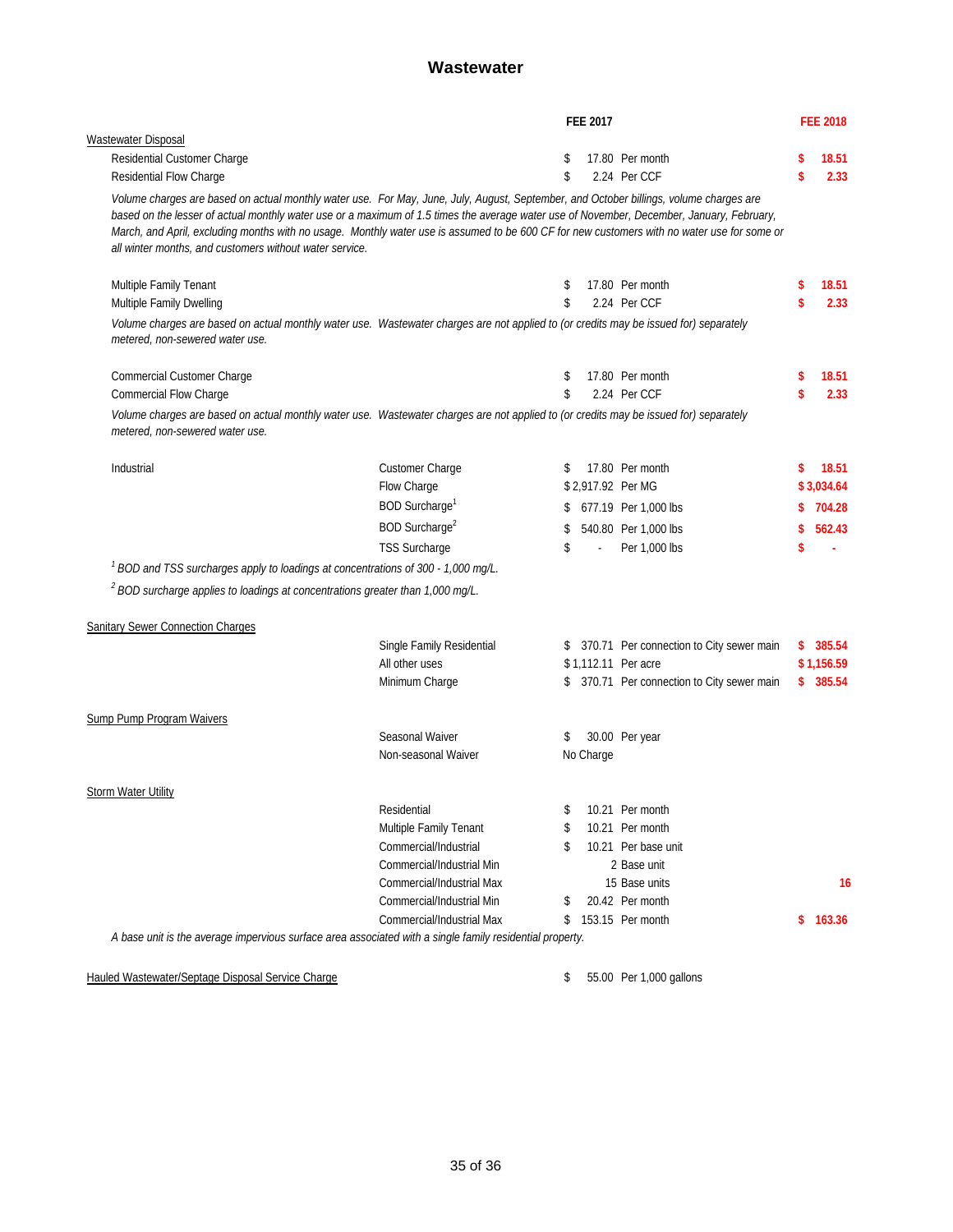# Wastewater

| | | FEE 2017 | | FEE 2018 |
|---|---|---|---|---|
| **Wastewater Disposal** | | | | |
| Residential Customer Charge | | $ 17.80 | Per month | **$ 18.51** |
| Residential Flow Charge | | $ 2.24 | Per CCF | **$ 2.33** |

*Volume charges are based on actual monthly water use. For May, June, July, August, September, and October billings, volume charges are based on the lesser of actual monthly water use or a maximum of 1.5 times the average water use of November, December, January, February, March, and April, excluding months with no usage. Monthly water use is assumed to be 600 CF for new customers with no water use for some or all winter months, and customers without water service.*

| | | FEE 2017 | | FEE 2018 |
|---|---|---|---|---|
| Multiple Family Tenant | | $ 17.80 | Per month | **$ 18.51** |
| Multiple Family Dwelling | | $ 2.24 | Per CCF | **$ 2.33** |

*Volume charges are based on actual monthly water use. Wastewater charges are not applied to (or credits may be issued for) separately metered, non-sewered water use.*

| | | FEE 2017 | | FEE 2018 |
|---|---|---|---|---|
| Commercial Customer Charge | | $ 17.80 | Per month | **$ 18.51** |
| Commercial Flow Charge | | $ 2.24 | Per CCF | **$ 2.33** |

*Volume charges are based on actual monthly water use. Wastewater charges are not applied to (or credits may be issued for) separately metered, non-sewered water use.*

| | | FEE 2017 | | FEE 2018 |
|---|---|---|---|---|
| Industrial | Customer Charge | $ 17.80 | Per month | **$ 18.51** |
| | Flow Charge | $ 2,917.92 | Per MG | **$ 3,034.64** |
| | BOD Surcharge[1] | $ 677.19 | Per 1,000 lbs | **$ 704.28** |
| | BOD Surcharge[2] | $ 540.80 | Per 1,000 lbs | **$ 562.43** |
| | TSS Surcharge | $ - | Per 1,000 lbs | **$ -** |

*[1] BOD and TSS surcharges apply to loadings at concentrations of 300 - 1,000 mg/L.*

*[2] BOD surcharge applies to loadings at concentrations greater than 1,000 mg/L.*

| | | FEE 2017 | | FEE 2018 |
|---|---|---|---|---|
| **Sanitary Sewer Connection Charges** | | | | |
| | Single Family Residential | $ 370.71 | Per connection to City sewer main | **$ 385.54** |
| | All other uses | $ 1,112.11 | Per acre | **$ 1,156.59** |
| | Minimum Charge | $ 370.71 | Per connection to City sewer main | **$ 385.54** |
| **Sump Pump Program Waivers** | | | | |
| | Seasonal Waiver | $ 30.00 | Per year | |
| | Non-seasonal Waiver | No Charge | | |
| **Storm Water Utility** | | | | |
| | Residential | $ 10.21 | Per month | |
| | Multiple Family Tenant | $ 10.21 | Per month | |
| | Commercial/Industrial | $ 10.21 | Per base unit | |
| | Commercial/Industrial Min | 2 | Base unit | |
| | Commercial/Industrial Max | 15 | Base units | **16** |
| | Commercial/Industrial Min | $ 20.42 | Per month | |
| | Commercial/Industrial Max | $ 153.15 | Per month | **$ 163.36** |

*A base unit is the average impervious surface area associated with a single family residential property.*

| | | FEE 2017 | | FEE 2018 |
|---|---|---|---|---|
| **Hauled Wastewater/Septage Disposal Service Charge** | | $ 55.00 | Per 1,000 gallons | |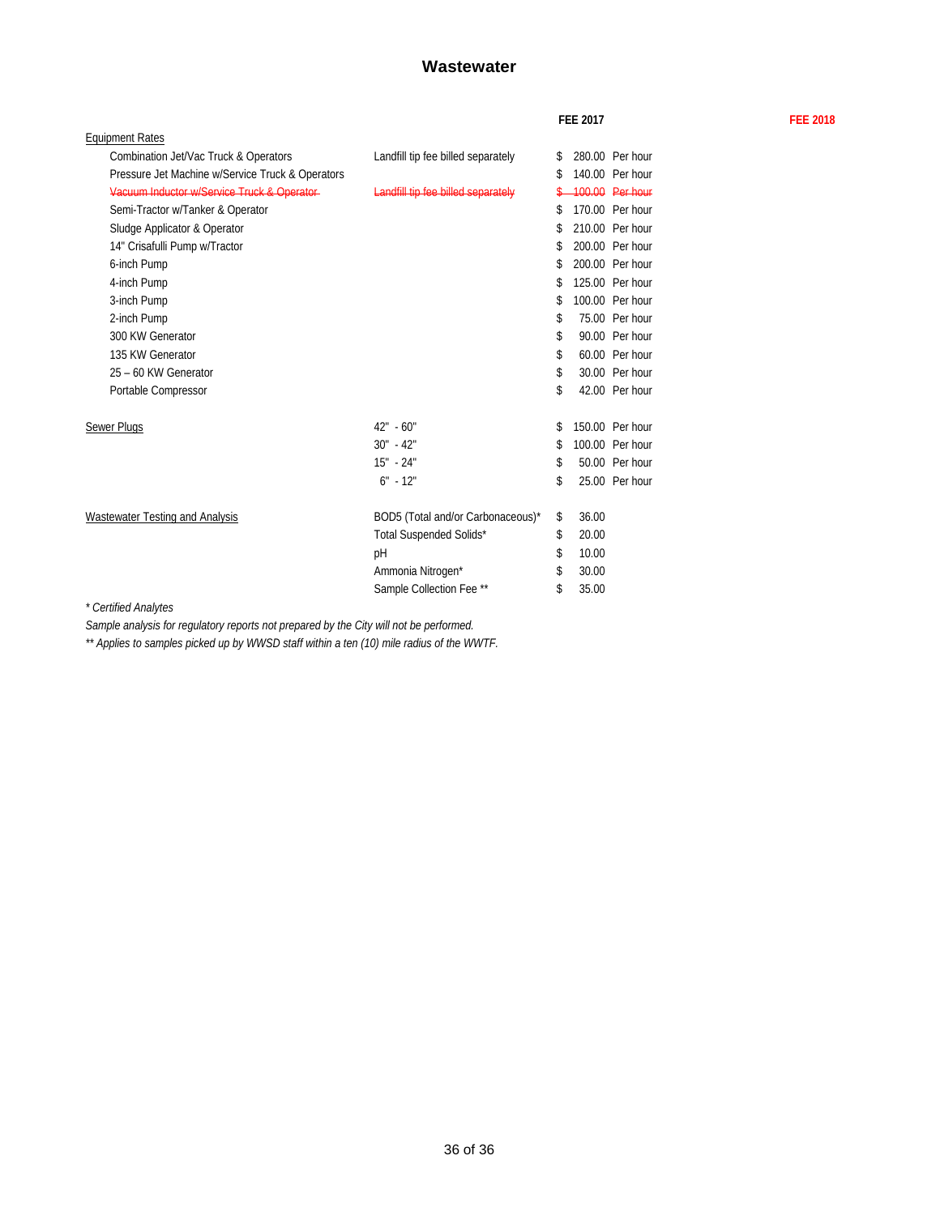# Wastewater

| | | FEE 2017 | | FEE 2018 |
|---|---|---|---|---|
| Equipment Rates | | | | |
| Combination Jet/Vac Truck & Operators | Landfill tip fee billed separately | $ 280.00 | Per hour | |
| Pressure Jet Machine w/Service Truck & Operators | | $ 140.00 | Per hour | |
| ~~Vacuum Inductor w/Service Truck & Operator~~ | ~~Landfill tip fee billed separately~~ | ~~$ 100.00~~ | ~~Per hour~~ | |
| Semi-Tractor w/Tanker & Operator | | $ 170.00 | Per hour | |
| Sludge Applicator & Operator | | $ 210.00 | Per hour | |
| 14" Crisafulli Pump w/Tractor | | $ 200.00 | Per hour | |
| 6-inch Pump | | $ 200.00 | Per hour | |
| 4-inch Pump | | $ 125.00 | Per hour | |
| 3-inch Pump | | $ 100.00 | Per hour | |
| 2-inch Pump | | $ 75.00 | Per hour | |
| 300 KW Generator | | $ 90.00 | Per hour | |
| 135 KW Generator | | $ 60.00 | Per hour | |
| 25 – 60 KW Generator | | $ 30.00 | Per hour | |
| Portable Compressor | | $ 42.00 | Per hour | |
| Sewer Plugs | 42" - 60" | $ 150.00 | Per hour | |
| | 30" - 42" | $ 100.00 | Per hour | |
| | 15" - 24" | $ 50.00 | Per hour | |
| | 6" - 12" | $ 25.00 | Per hour | |
| Wastewater Testing and Analysis | BOD5 (Total and/or Carbonaceous)* | $ 36.00 | | |
| | Total Suspended Solids* | $ 20.00 | | |
| | pH | $ 10.00 | | |
| | Ammonia Nitrogen* | $ 30.00 | | |
| | Sample Collection Fee ** | $ 35.00 | | |

*\* Certified Analytes*

*Sample analysis for regulatory reports not prepared by the City will not be performed.*

*\*\* Applies to samples picked up by WWSD staff within a ten (10) mile radius of the WWTF.*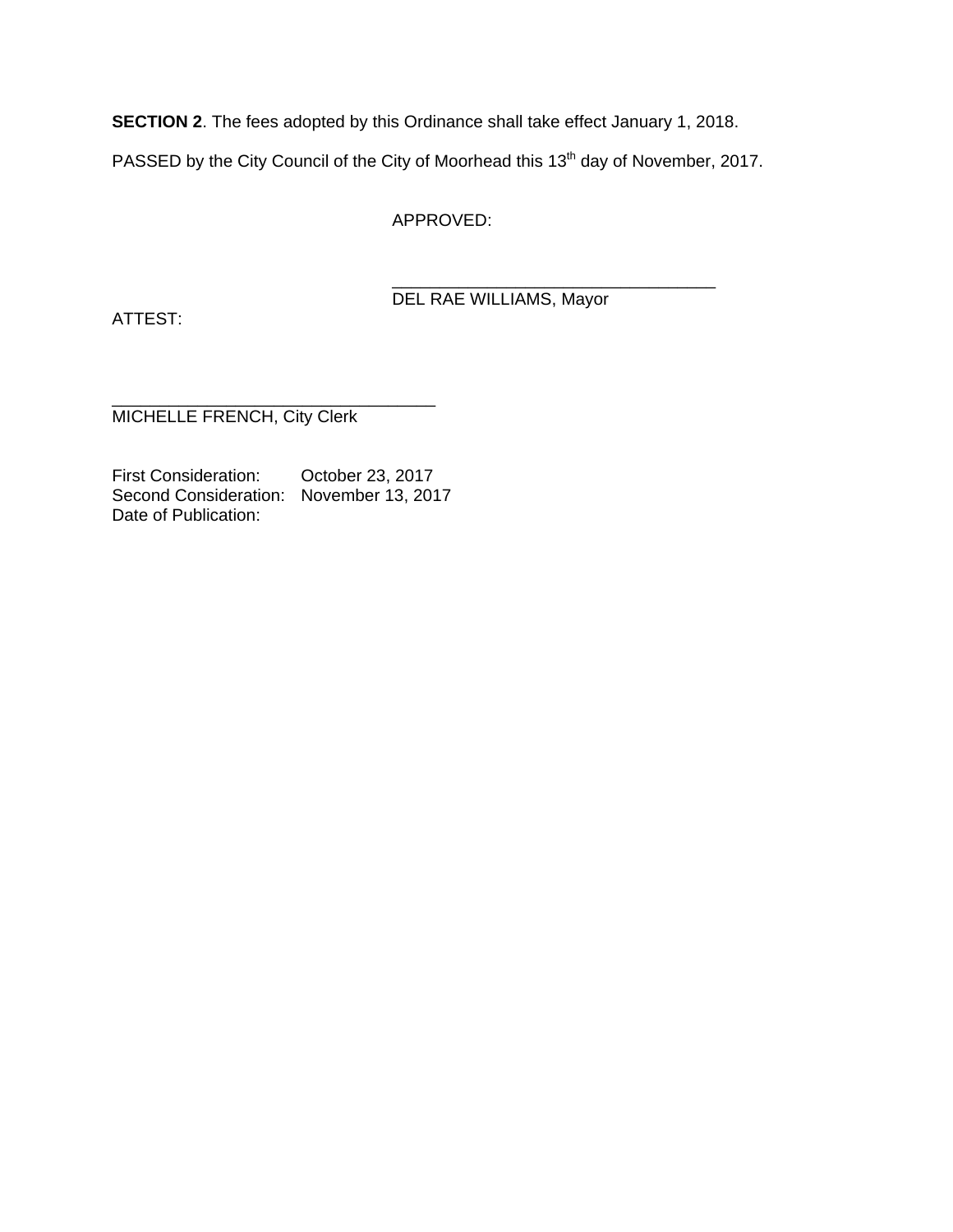**SECTION 2**. The fees adopted by this Ordinance shall take effect January 1, 2018.

PASSED by the City Council of the City of Moorhead this 13th day of November, 2017.

APPROVED:

\_\_\_\_\_\_\_\_\_\_\_\_\_\_\_\_\_\_\_\_\_\_\_\_\_\_\_\_\_\_\_\_\_\_\_
DEL RAE WILLIAMS, Mayor

ATTEST:

\_\_\_\_\_\_\_\_\_\_\_\_\_\_\_\_\_\_\_\_\_\_\_\_\_\_\_\_\_\_\_\_\_\_\_
MICHELLE FRENCH, City Clerk

| | |
|---|---|
| First Consideration: | October 23, 2017 |
| Second Consideration: | November 13, 2017 |
| Date of Publication: | |